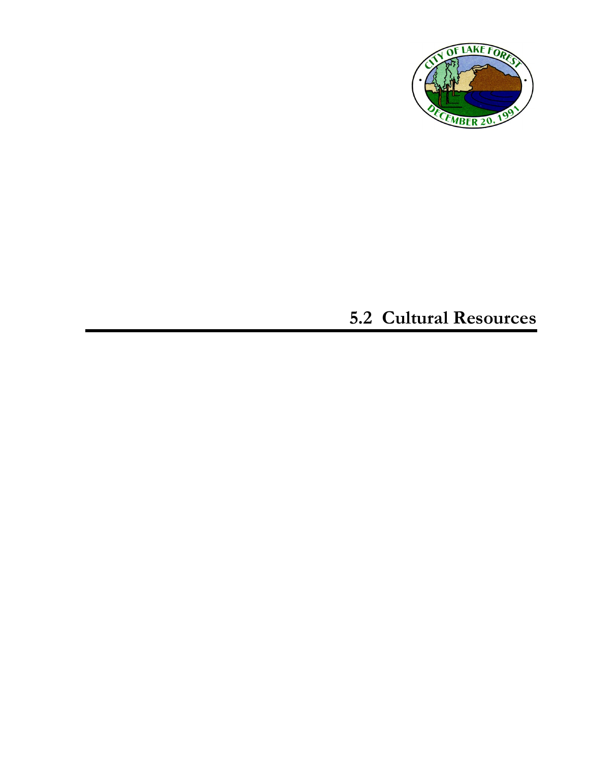# 5.2 Cultural Resources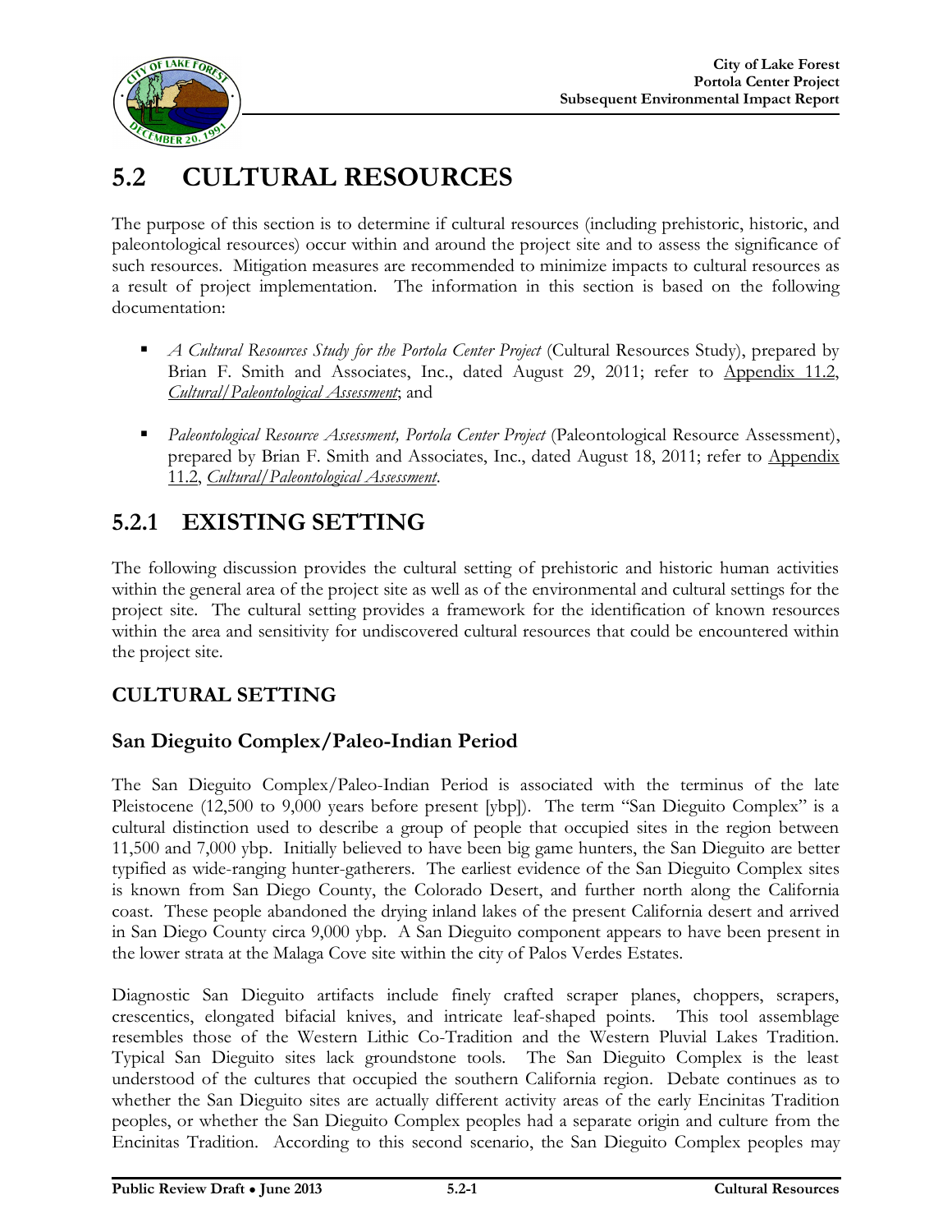# 5.2 CULTURAL RESOURCES

The purpose of this section is to determine if cultural resources (including prehistoric, historic, and paleontological resources) occur within and around the project site and to assess the significance of such resources. Mitigation measures are recommended to minimize impacts to cultural resources as a result of project implementation. The information in this section is based on the following documentation:

- *A Cultural Resources Study for the Portola Center Project* (Cultural Resources Study), prepared by Brian F. Smith and Associates, Inc., dated August 29, 2011; refer to Appendix 11.2, *Cultural/Paleontological Assessment*; and
- *Paleontological Resource Assessment, Portola Center Project* (Paleontological Resource Assessment), prepared by Brian F. Smith and Associates, Inc., dated August 18, 2011; refer to Appendix 11.2, *Cultural/Paleontological Assessment*.

## 5.2.1 EXISTING SETTING

The following discussion provides the cultural setting of prehistoric and historic human activities within the general area of the project site as well as of the environmental and cultural settings for the project site. The cultural setting provides a framework for the identification of known resources within the area and sensitivity for undiscovered cultural resources that could be encountered within the project site.

### CULTURAL SETTING

#### San Dieguito Complex/Paleo-Indian Period

The San Dieguito Complex/Paleo-Indian Period is associated with the terminus of the late Pleistocene (12,500 to 9,000 years before present [ybp]). The term "San Dieguito Complex" is a cultural distinction used to describe a group of people that occupied sites in the region between 11,500 and 7,000 ybp. Initially believed to have been big game hunters, the San Dieguito are better typified as wide-ranging hunter-gatherers. The earliest evidence of the San Dieguito Complex sites is known from San Diego County, the Colorado Desert, and further north along the California coast. These people abandoned the drying inland lakes of the present California desert and arrived in San Diego County circa 9,000 ybp. A San Dieguito component appears to have been present in the lower strata at the Malaga Cove site within the city of Palos Verdes Estates.

Diagnostic San Dieguito artifacts include finely crafted scraper planes, choppers, scrapers, crescentics, elongated bifacial knives, and intricate leaf-shaped points. This tool assemblage resembles those of the Western Lithic Co-Tradition and the Western Pluvial Lakes Tradition. Typical San Dieguito sites lack groundstone tools. The San Dieguito Complex is the least understood of the cultures that occupied the southern California region. Debate continues as to whether the San Dieguito sites are actually different activity areas of the early Encinitas Tradition peoples, or whether the San Dieguito Complex peoples had a separate origin and culture from the Encinitas Tradition. According to this second scenario, the San Dieguito Complex peoples may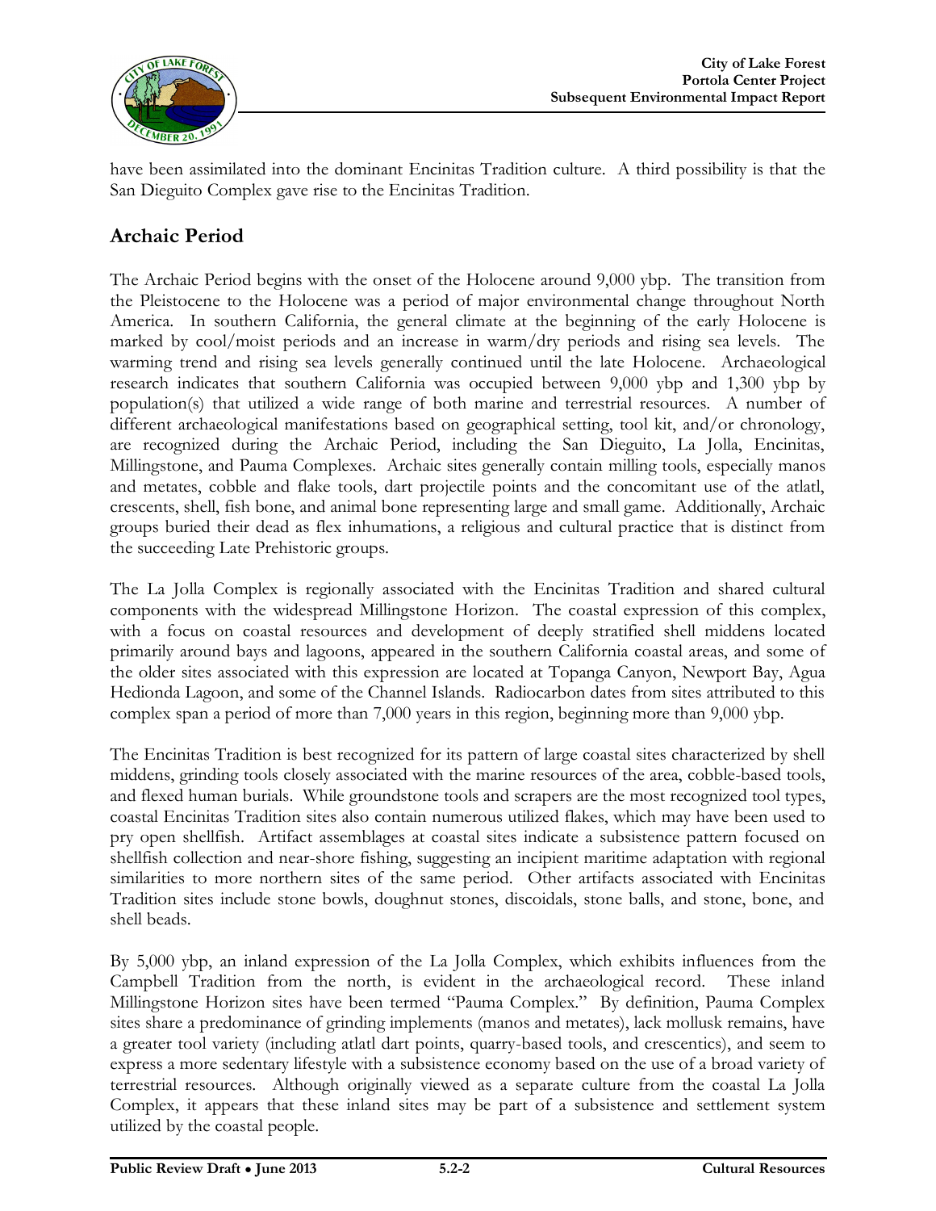have been assimilated into the dominant Encinitas Tradition culture. A third possibility is that the San Dieguito Complex gave rise to the Encinitas Tradition.

## Archaic Period

The Archaic Period begins with the onset of the Holocene around 9,000 ybp. The transition from the Pleistocene to the Holocene was a period of major environmental change throughout North America. In southern California, the general climate at the beginning of the early Holocene is marked by cool/moist periods and an increase in warm/dry periods and rising sea levels. The warming trend and rising sea levels generally continued until the late Holocene. Archaeological research indicates that southern California was occupied between 9,000 ybp and 1,300 ybp by population(s) that utilized a wide range of both marine and terrestrial resources. A number of different archaeological manifestations based on geographical setting, tool kit, and/or chronology, are recognized during the Archaic Period, including the San Dieguito, La Jolla, Encinitas, Millingstone, and Pauma Complexes. Archaic sites generally contain milling tools, especially manos and metates, cobble and flake tools, dart projectile points and the concomitant use of the atlatl, crescents, shell, fish bone, and animal bone representing large and small game. Additionally, Archaic groups buried their dead as flex inhumations, a religious and cultural practice that is distinct from the succeeding Late Prehistoric groups.

The La Jolla Complex is regionally associated with the Encinitas Tradition and shared cultural components with the widespread Millingstone Horizon. The coastal expression of this complex, with a focus on coastal resources and development of deeply stratified shell middens located primarily around bays and lagoons, appeared in the southern California coastal areas, and some of the older sites associated with this expression are located at Topanga Canyon, Newport Bay, Agua Hedionda Lagoon, and some of the Channel Islands. Radiocarbon dates from sites attributed to this complex span a period of more than 7,000 years in this region, beginning more than 9,000 ybp.

The Encinitas Tradition is best recognized for its pattern of large coastal sites characterized by shell middens, grinding tools closely associated with the marine resources of the area, cobble-based tools, and flexed human burials. While groundstone tools and scrapers are the most recognized tool types, coastal Encinitas Tradition sites also contain numerous utilized flakes, which may have been used to pry open shellfish. Artifact assemblages at coastal sites indicate a subsistence pattern focused on shellfish collection and near-shore fishing, suggesting an incipient maritime adaptation with regional similarities to more northern sites of the same period. Other artifacts associated with Encinitas Tradition sites include stone bowls, doughnut stones, discoidals, stone balls, and stone, bone, and shell beads.

By 5,000 ybp, an inland expression of the La Jolla Complex, which exhibits influences from the Campbell Tradition from the north, is evident in the archaeological record. These inland Millingstone Horizon sites have been termed "Pauma Complex." By definition, Pauma Complex sites share a predominance of grinding implements (manos and metates), lack mollusk remains, have a greater tool variety (including atlatl dart points, quarry-based tools, and crescentics), and seem to express a more sedentary lifestyle with a subsistence economy based on the use of a broad variety of terrestrial resources. Although originally viewed as a separate culture from the coastal La Jolla Complex, it appears that these inland sites may be part of a subsistence and settlement system utilized by the coastal people.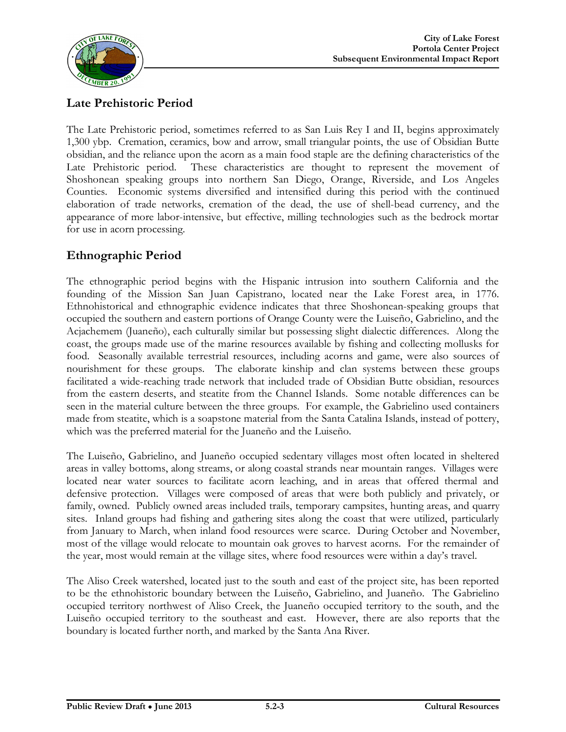## Late Prehistoric Period

The Late Prehistoric period, sometimes referred to as San Luis Rey I and II, begins approximately 1,300 ybp. Cremation, ceramics, bow and arrow, small triangular points, the use of Obsidian Butte obsidian, and the reliance upon the acorn as a main food staple are the defining characteristics of the Late Prehistoric period. These characteristics are thought to represent the movement of Shoshonean speaking groups into northern San Diego, Orange, Riverside, and Los Angeles Counties. Economic systems diversified and intensified during this period with the continued elaboration of trade networks, cremation of the dead, the use of shell-bead currency, and the appearance of more labor-intensive, but effective, milling technologies such as the bedrock mortar for use in acorn processing.

## Ethnographic Period

The ethnographic period begins with the Hispanic intrusion into southern California and the founding of the Mission San Juan Capistrano, located near the Lake Forest area, in 1776. Ethnohistorical and ethnographic evidence indicates that three Shoshonean-speaking groups that occupied the southern and eastern portions of Orange County were the Luiseño, Gabrielino, and the Acjachemem (Juaneño), each culturally similar but possessing slight dialectic differences. Along the coast, the groups made use of the marine resources available by fishing and collecting mollusks for food. Seasonally available terrestrial resources, including acorns and game, were also sources of nourishment for these groups. The elaborate kinship and clan systems between these groups facilitated a wide-reaching trade network that included trade of Obsidian Butte obsidian, resources from the eastern deserts, and steatite from the Channel Islands. Some notable differences can be seen in the material culture between the three groups. For example, the Gabrielino used containers made from steatite, which is a soapstone material from the Santa Catalina Islands, instead of pottery, which was the preferred material for the Juaneño and the Luiseño.

The Luiseño, Gabrielino, and Juaneño occupied sedentary villages most often located in sheltered areas in valley bottoms, along streams, or along coastal strands near mountain ranges. Villages were located near water sources to facilitate acorn leaching, and in areas that offered thermal and defensive protection. Villages were composed of areas that were both publicly and privately, or family, owned. Publicly owned areas included trails, temporary campsites, hunting areas, and quarry sites. Inland groups had fishing and gathering sites along the coast that were utilized, particularly from January to March, when inland food resources were scarce. During October and November, most of the village would relocate to mountain oak groves to harvest acorns. For the remainder of the year, most would remain at the village sites, where food resources were within a day's travel.

The Aliso Creek watershed, located just to the south and east of the project site, has been reported to be the ethnohistoric boundary between the Luiseño, Gabrielino, and Juaneño. The Gabrielino occupied territory northwest of Aliso Creek, the Juaneño occupied territory to the south, and the Luiseño occupied territory to the southeast and east. However, there are also reports that the boundary is located further north, and marked by the Santa Ana River.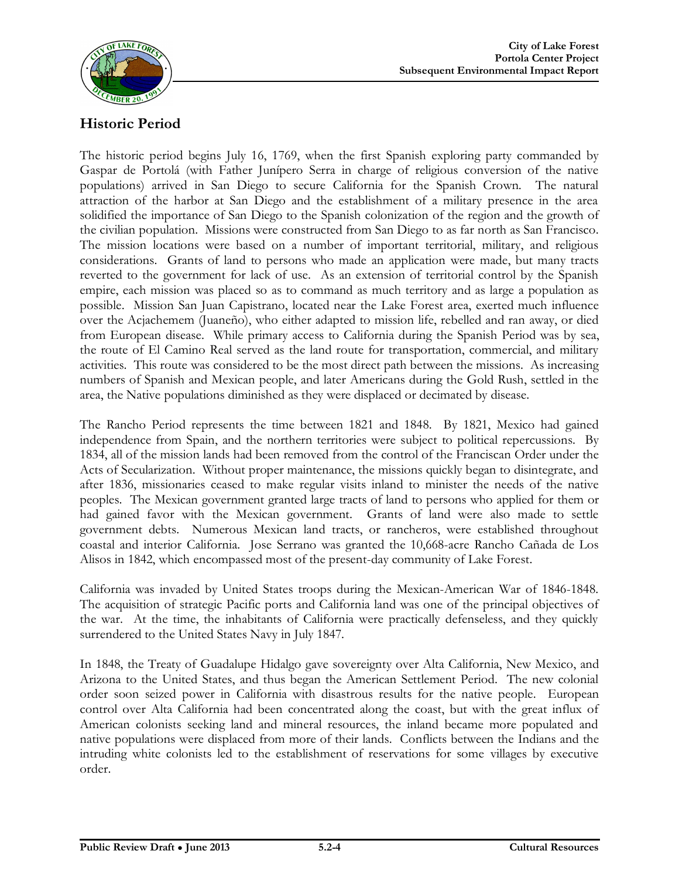## Historic Period

The historic period begins July 16, 1769, when the first Spanish exploring party commanded by Gaspar de Portolá (with Father Junípero Serra in charge of religious conversion of the native populations) arrived in San Diego to secure California for the Spanish Crown. The natural attraction of the harbor at San Diego and the establishment of a military presence in the area solidified the importance of San Diego to the Spanish colonization of the region and the growth of the civilian population. Missions were constructed from San Diego to as far north as San Francisco. The mission locations were based on a number of important territorial, military, and religious considerations. Grants of land to persons who made an application were made, but many tracts reverted to the government for lack of use. As an extension of territorial control by the Spanish empire, each mission was placed so as to command as much territory and as large a population as possible. Mission San Juan Capistrano, located near the Lake Forest area, exerted much influence over the Acjachemem (Juaneño), who either adapted to mission life, rebelled and ran away, or died from European disease. While primary access to California during the Spanish Period was by sea, the route of El Camino Real served as the land route for transportation, commercial, and military activities. This route was considered to be the most direct path between the missions. As increasing numbers of Spanish and Mexican people, and later Americans during the Gold Rush, settled in the area, the Native populations diminished as they were displaced or decimated by disease.

The Rancho Period represents the time between 1821 and 1848. By 1821, Mexico had gained independence from Spain, and the northern territories were subject to political repercussions. By 1834, all of the mission lands had been removed from the control of the Franciscan Order under the Acts of Secularization. Without proper maintenance, the missions quickly began to disintegrate, and after 1836, missionaries ceased to make regular visits inland to minister the needs of the native peoples. The Mexican government granted large tracts of land to persons who applied for them or had gained favor with the Mexican government. Grants of land were also made to settle government debts. Numerous Mexican land tracts, or rancheros, were established throughout coastal and interior California. Jose Serrano was granted the 10,668-acre Rancho Cañada de Los Alisos in 1842, which encompassed most of the present-day community of Lake Forest.

California was invaded by United States troops during the Mexican-American War of 1846-1848. The acquisition of strategic Pacific ports and California land was one of the principal objectives of the war. At the time, the inhabitants of California were practically defenseless, and they quickly surrendered to the United States Navy in July 1847.

In 1848, the Treaty of Guadalupe Hidalgo gave sovereignty over Alta California, New Mexico, and Arizona to the United States, and thus began the American Settlement Period. The new colonial order soon seized power in California with disastrous results for the native people. European control over Alta California had been concentrated along the coast, but with the great influx of American colonists seeking land and mineral resources, the inland became more populated and native populations were displaced from more of their lands. Conflicts between the Indians and the intruding white colonists led to the establishment of reservations for some villages by executive order.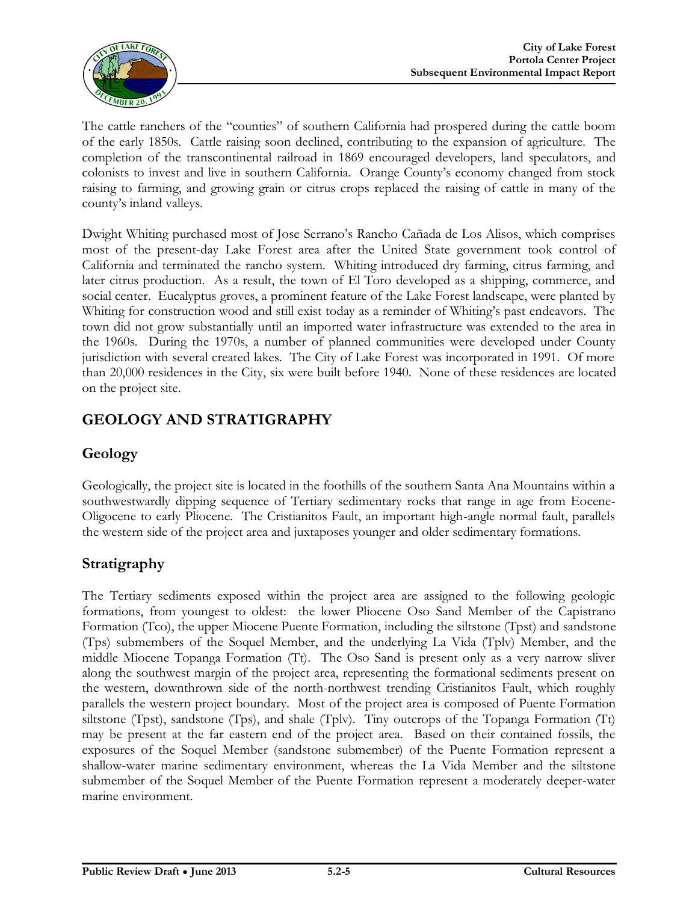The cattle ranchers of the "counties" of southern California had prospered during the cattle boom of the early 1850s. Cattle raising soon declined, contributing to the expansion of agriculture. The completion of the transcontinental railroad in 1869 encouraged developers, land speculators, and colonists to invest and live in southern California. Orange County's economy changed from stock raising to farming, and growing grain or citrus crops replaced the raising of cattle in many of the county's inland valleys.

Dwight Whiting purchased most of Jose Serrano's Rancho Cañada de Los Alisos, which comprises most of the present-day Lake Forest area after the United State government took control of California and terminated the rancho system. Whiting introduced dry farming, citrus farming, and later citrus production. As a result, the town of El Toro developed as a shipping, commerce, and social center. Eucalyptus groves, a prominent feature of the Lake Forest landscape, were planted by Whiting for construction wood and still exist today as a reminder of Whiting's past endeavors. The town did not grow substantially until an imported water infrastructure was extended to the area in the 1960s. During the 1970s, a number of planned communities were developed under County jurisdiction with several created lakes. The City of Lake Forest was incorporated in 1991. Of more than 20,000 residences in the City, six were built before 1940. None of these residences are located on the project site.

## GEOLOGY AND STRATIGRAPHY

### Geology

Geologically, the project site is located in the foothills of the southern Santa Ana Mountains within a southwestwardly dipping sequence of Tertiary sedimentary rocks that range in age from Eocene-Oligocene to early Pliocene. The Cristianitos Fault, an important high-angle normal fault, parallels the western side of the project area and juxtaposes younger and older sedimentary formations.

### Stratigraphy

The Tertiary sediments exposed within the project area are assigned to the following geologic formations, from youngest to oldest: the lower Pliocene Oso Sand Member of the Capistrano Formation (Tco), the upper Miocene Puente Formation, including the siltstone (Tpst) and sandstone (Tps) submembers of the Soquel Member, and the underlying La Vida (Tplv) Member, and the middle Miocene Topanga Formation (Tt). The Oso Sand is present only as a very narrow sliver along the southwest margin of the project area, representing the formational sediments present on the western, downthrown side of the north-northwest trending Cristianitos Fault, which roughly parallels the western project boundary. Most of the project area is composed of Puente Formation siltstone (Tpst), sandstone (Tps), and shale (Tplv). Tiny outcrops of the Topanga Formation (Tt) may be present at the far eastern end of the project area. Based on their contained fossils, the exposures of the Soquel Member (sandstone submember) of the Puente Formation represent a shallow-water marine sedimentary environment, whereas the La Vida Member and the siltstone submember of the Soquel Member of the Puente Formation represent a moderately deeper-water marine environment.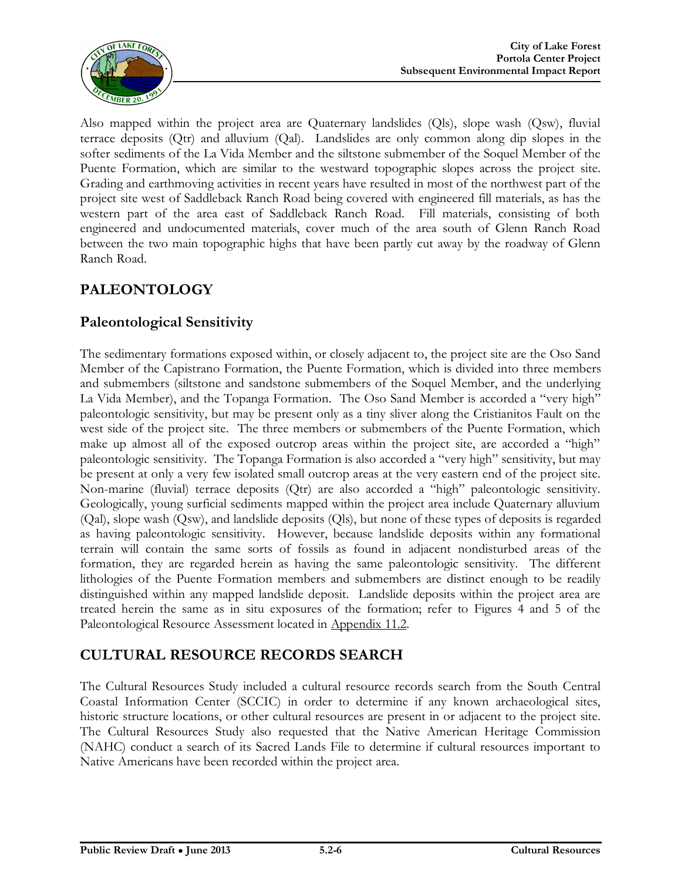Also mapped within the project area are Quaternary landslides (Qls), slope wash (Qsw), fluvial terrace deposits (Qtr) and alluvium (Qal). Landslides are only common along dip slopes in the softer sediments of the La Vida Member and the siltstone submember of the Soquel Member of the Puente Formation, which are similar to the westward topographic slopes across the project site. Grading and earthmoving activities in recent years have resulted in most of the northwest part of the project site west of Saddleback Ranch Road being covered with engineered fill materials, as has the western part of the area east of Saddleback Ranch Road. Fill materials, consisting of both engineered and undocumented materials, cover much of the area south of Glenn Ranch Road between the two main topographic highs that have been partly cut away by the roadway of Glenn Ranch Road.

# PALEONTOLOGY

## Paleontological Sensitivity

The sedimentary formations exposed within, or closely adjacent to, the project site are the Oso Sand Member of the Capistrano Formation, the Puente Formation, which is divided into three members and submembers (siltstone and sandstone submembers of the Soquel Member, and the underlying La Vida Member), and the Topanga Formation. The Oso Sand Member is accorded a "very high" paleontologic sensitivity, but may be present only as a tiny sliver along the Cristianitos Fault on the west side of the project site. The three members or submembers of the Puente Formation, which make up almost all of the exposed outcrop areas within the project site, are accorded a "high" paleontologic sensitivity. The Topanga Formation is also accorded a "very high" sensitivity, but may be present at only a very few isolated small outcrop areas at the very eastern end of the project site. Non-marine (fluvial) terrace deposits (Qtr) are also accorded a "high" paleontologic sensitivity. Geologically, young surficial sediments mapped within the project area include Quaternary alluvium (Qal), slope wash (Qsw), and landslide deposits (Qls), but none of these types of deposits is regarded as having paleontologic sensitivity. However, because landslide deposits within any formational terrain will contain the same sorts of fossils as found in adjacent nondisturbed areas of the formation, they are regarded herein as having the same paleontologic sensitivity. The different lithologies of the Puente Formation members and submembers are distinct enough to be readily distinguished within any mapped landslide deposit. Landslide deposits within the project area are treated herein the same as in situ exposures of the formation; refer to Figures 4 and 5 of the Paleontological Resource Assessment located in Appendix 11.2.

# CULTURAL RESOURCE RECORDS SEARCH

The Cultural Resources Study included a cultural resource records search from the South Central Coastal Information Center (SCCIC) in order to determine if any known archaeological sites, historic structure locations, or other cultural resources are present in or adjacent to the project site. The Cultural Resources Study also requested that the Native American Heritage Commission (NAHC) conduct a search of its Sacred Lands File to determine if cultural resources important to Native Americans have been recorded within the project area.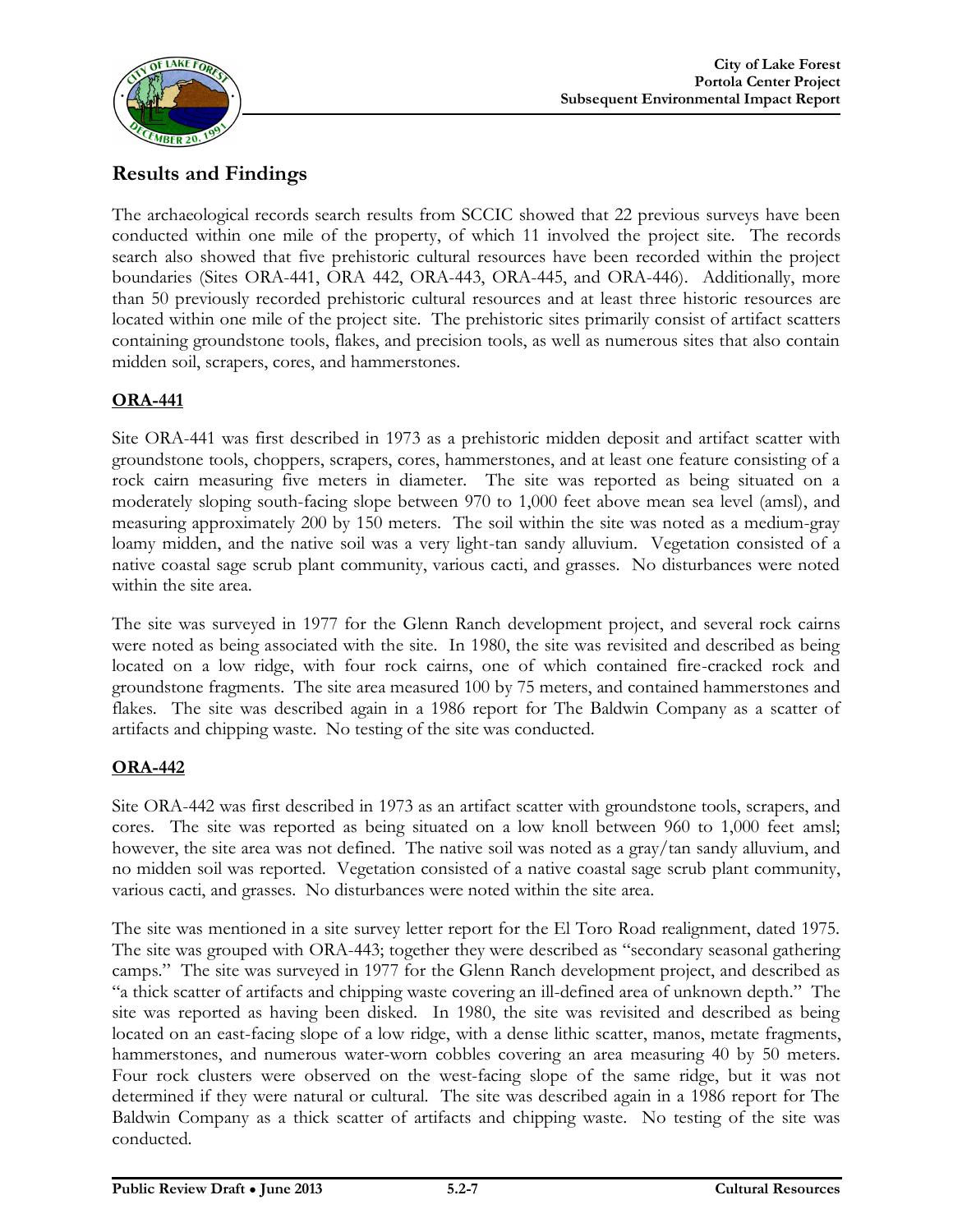## Results and Findings

The archaeological records search results from SCCIC showed that 22 previous surveys have been conducted within one mile of the property, of which 11 involved the project site. The records search also showed that five prehistoric cultural resources have been recorded within the project boundaries (Sites ORA-441, ORA 442, ORA-443, ORA-445, and ORA-446). Additionally, more than 50 previously recorded prehistoric cultural resources and at least three historic resources are located within one mile of the project site. The prehistoric sites primarily consist of artifact scatters containing groundstone tools, flakes, and precision tools, as well as numerous sites that also contain midden soil, scrapers, cores, and hammerstones.

### ORA-441

Site ORA-441 was first described in 1973 as a prehistoric midden deposit and artifact scatter with groundstone tools, choppers, scrapers, cores, hammerstones, and at least one feature consisting of a rock cairn measuring five meters in diameter. The site was reported as being situated on a moderately sloping south-facing slope between 970 to 1,000 feet above mean sea level (amsl), and measuring approximately 200 by 150 meters. The soil within the site was noted as a medium-gray loamy midden, and the native soil was a very light-tan sandy alluvium. Vegetation consisted of a native coastal sage scrub plant community, various cacti, and grasses. No disturbances were noted within the site area.

The site was surveyed in 1977 for the Glenn Ranch development project, and several rock cairns were noted as being associated with the site. In 1980, the site was revisited and described as being located on a low ridge, with four rock cairns, one of which contained fire-cracked rock and groundstone fragments. The site area measured 100 by 75 meters, and contained hammerstones and flakes. The site was described again in a 1986 report for The Baldwin Company as a scatter of artifacts and chipping waste. No testing of the site was conducted.

### ORA-442

Site ORA-442 was first described in 1973 as an artifact scatter with groundstone tools, scrapers, and cores. The site was reported as being situated on a low knoll between 960 to 1,000 feet amsl; however, the site area was not defined. The native soil was noted as a gray/tan sandy alluvium, and no midden soil was reported. Vegetation consisted of a native coastal sage scrub plant community, various cacti, and grasses. No disturbances were noted within the site area.

The site was mentioned in a site survey letter report for the El Toro Road realignment, dated 1975. The site was grouped with ORA-443; together they were described as "secondary seasonal gathering camps." The site was surveyed in 1977 for the Glenn Ranch development project, and described as "a thick scatter of artifacts and chipping waste covering an ill-defined area of unknown depth." The site was reported as having been disked. In 1980, the site was revisited and described as being located on an east-facing slope of a low ridge, with a dense lithic scatter, manos, metate fragments, hammerstones, and numerous water-worn cobbles covering an area measuring 40 by 50 meters. Four rock clusters were observed on the west-facing slope of the same ridge, but it was not determined if they were natural or cultural. The site was described again in a 1986 report for The Baldwin Company as a thick scatter of artifacts and chipping waste. No testing of the site was conducted.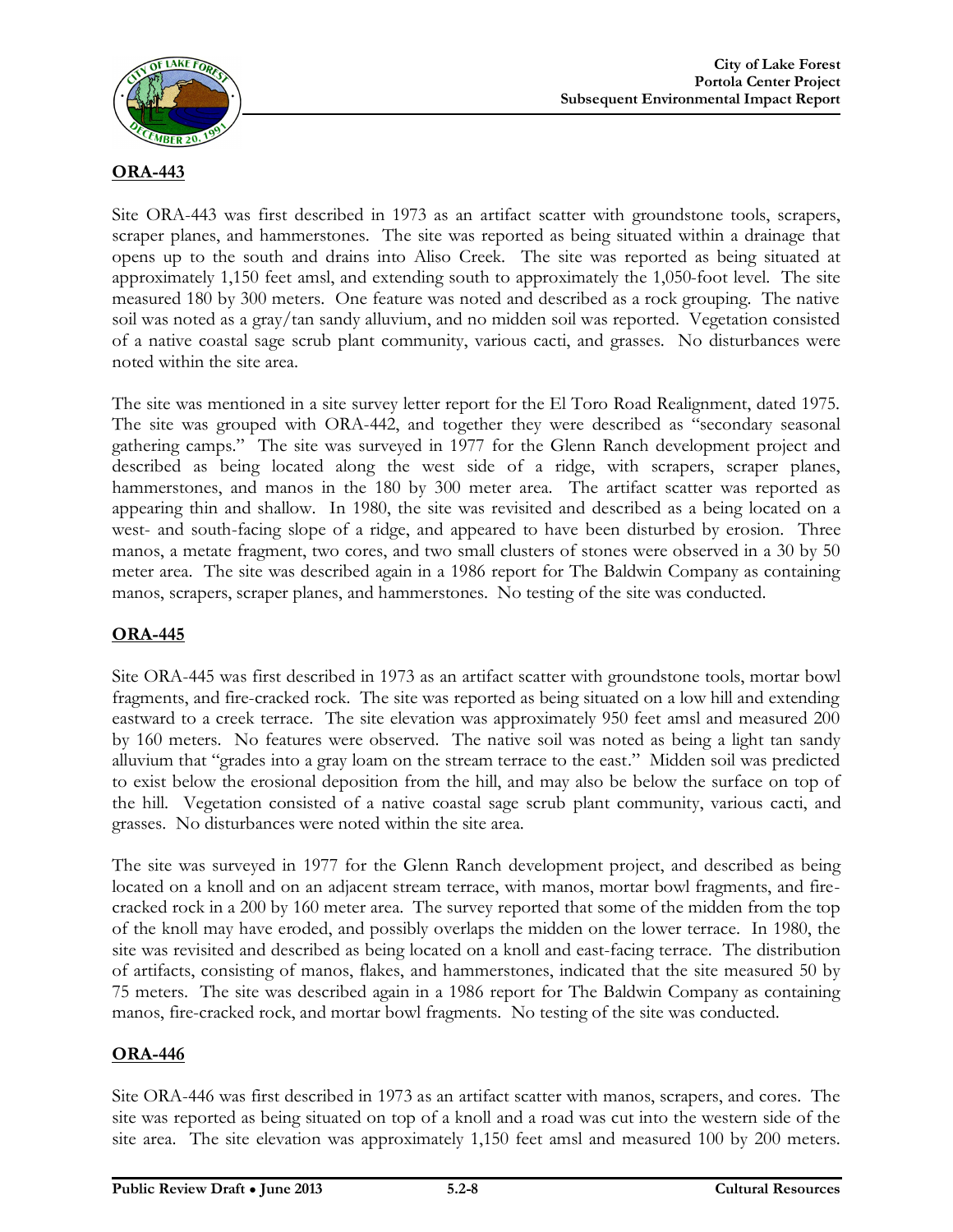## ORA-443

Site ORA-443 was first described in 1973 as an artifact scatter with groundstone tools, scrapers, scraper planes, and hammerstones. The site was reported as being situated within a drainage that opens up to the south and drains into Aliso Creek. The site was reported as being situated at approximately 1,150 feet amsl, and extending south to approximately the 1,050-foot level. The site measured 180 by 300 meters. One feature was noted and described as a rock grouping. The native soil was noted as a gray/tan sandy alluvium, and no midden soil was reported. Vegetation consisted of a native coastal sage scrub plant community, various cacti, and grasses. No disturbances were noted within the site area.

The site was mentioned in a site survey letter report for the El Toro Road Realignment, dated 1975. The site was grouped with ORA-442, and together they were described as "secondary seasonal gathering camps." The site was surveyed in 1977 for the Glenn Ranch development project and described as being located along the west side of a ridge, with scrapers, scraper planes, hammerstones, and manos in the 180 by 300 meter area. The artifact scatter was reported as appearing thin and shallow. In 1980, the site was revisited and described as a being located on a west- and south-facing slope of a ridge, and appeared to have been disturbed by erosion. Three manos, a metate fragment, two cores, and two small clusters of stones were observed in a 30 by 50 meter area. The site was described again in a 1986 report for The Baldwin Company as containing manos, scrapers, scraper planes, and hammerstones. No testing of the site was conducted.

## ORA-445

Site ORA-445 was first described in 1973 as an artifact scatter with groundstone tools, mortar bowl fragments, and fire-cracked rock. The site was reported as being situated on a low hill and extending eastward to a creek terrace. The site elevation was approximately 950 feet amsl and measured 200 by 160 meters. No features were observed. The native soil was noted as being a light tan sandy alluvium that "grades into a gray loam on the stream terrace to the east." Midden soil was predicted to exist below the erosional deposition from the hill, and may also be below the surface on top of the hill. Vegetation consisted of a native coastal sage scrub plant community, various cacti, and grasses. No disturbances were noted within the site area.

The site was surveyed in 1977 for the Glenn Ranch development project, and described as being located on a knoll and on an adjacent stream terrace, with manos, mortar bowl fragments, and fire-cracked rock in a 200 by 160 meter area. The survey reported that some of the midden from the top of the knoll may have eroded, and possibly overlaps the midden on the lower terrace. In 1980, the site was revisited and described as being located on a knoll and east-facing terrace. The distribution of artifacts, consisting of manos, flakes, and hammerstones, indicated that the site measured 50 by 75 meters. The site was described again in a 1986 report for The Baldwin Company as containing manos, fire-cracked rock, and mortar bowl fragments. No testing of the site was conducted.

## ORA-446

Site ORA-446 was first described in 1973 as an artifact scatter with manos, scrapers, and cores. The site was reported as being situated on top of a knoll and a road was cut into the western side of the site area. The site elevation was approximately 1,150 feet amsl and measured 100 by 200 meters.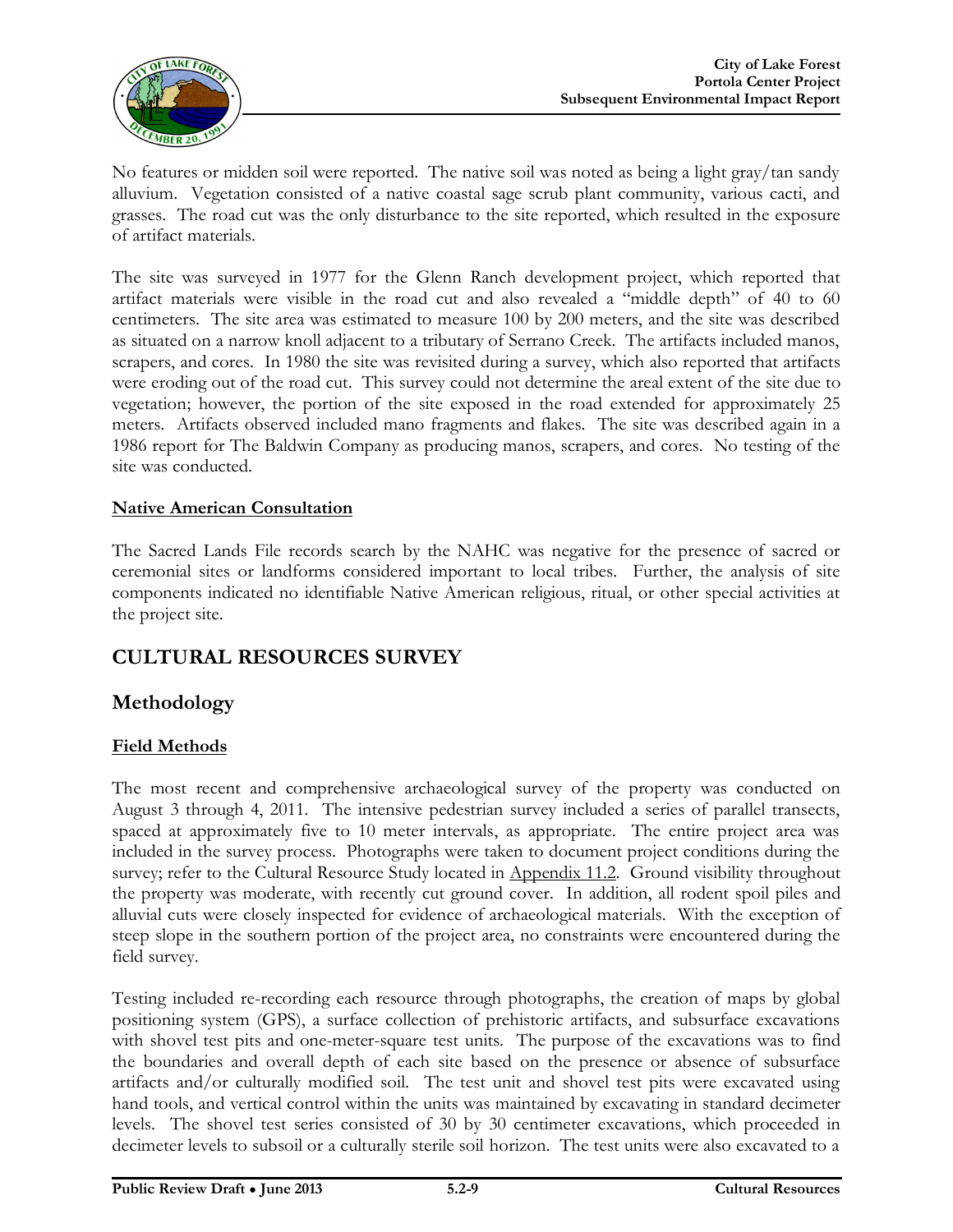No features or midden soil were reported. The native soil was noted as being a light gray/tan sandy alluvium. Vegetation consisted of a native coastal sage scrub plant community, various cacti, and grasses. The road cut was the only disturbance to the site reported, which resulted in the exposure of artifact materials.

The site was surveyed in 1977 for the Glenn Ranch development project, which reported that artifact materials were visible in the road cut and also revealed a "middle depth" of 40 to 60 centimeters. The site area was estimated to measure 100 by 200 meters, and the site was described as situated on a narrow knoll adjacent to a tributary of Serrano Creek. The artifacts included manos, scrapers, and cores. In 1980 the site was revisited during a survey, which also reported that artifacts were eroding out of the road cut. This survey could not determine the areal extent of the site due to vegetation; however, the portion of the site exposed in the road extended for approximately 25 meters. Artifacts observed included mano fragments and flakes. The site was described again in a 1986 report for The Baldwin Company as producing manos, scrapers, and cores. No testing of the site was conducted.

**Native American Consultation**

The Sacred Lands File records search by the NAHC was negative for the presence of sacred or ceremonial sites or landforms considered important to local tribes. Further, the analysis of site components indicated no identifiable Native American religious, ritual, or other special activities at the project site.

## CULTURAL RESOURCES SURVEY

### Methodology

**Field Methods**

The most recent and comprehensive archaeological survey of the property was conducted on August 3 through 4, 2011. The intensive pedestrian survey included a series of parallel transects, spaced at approximately five to 10 meter intervals, as appropriate. The entire project area was included in the survey process. Photographs were taken to document project conditions during the survey; refer to the Cultural Resource Study located in Appendix 11.2. Ground visibility throughout the property was moderate, with recently cut ground cover. In addition, all rodent spoil piles and alluvial cuts were closely inspected for evidence of archaeological materials. With the exception of steep slope in the southern portion of the project area, no constraints were encountered during the field survey.

Testing included re-recording each resource through photographs, the creation of maps by global positioning system (GPS), a surface collection of prehistoric artifacts, and subsurface excavations with shovel test pits and one-meter-square test units. The purpose of the excavations was to find the boundaries and overall depth of each site based on the presence or absence of subsurface artifacts and/or culturally modified soil. The test unit and shovel test pits were excavated using hand tools, and vertical control within the units was maintained by excavating in standard decimeter levels. The shovel test series consisted of 30 by 30 centimeter excavations, which proceeded in decimeter levels to subsoil or a culturally sterile soil horizon. The test units were also excavated to a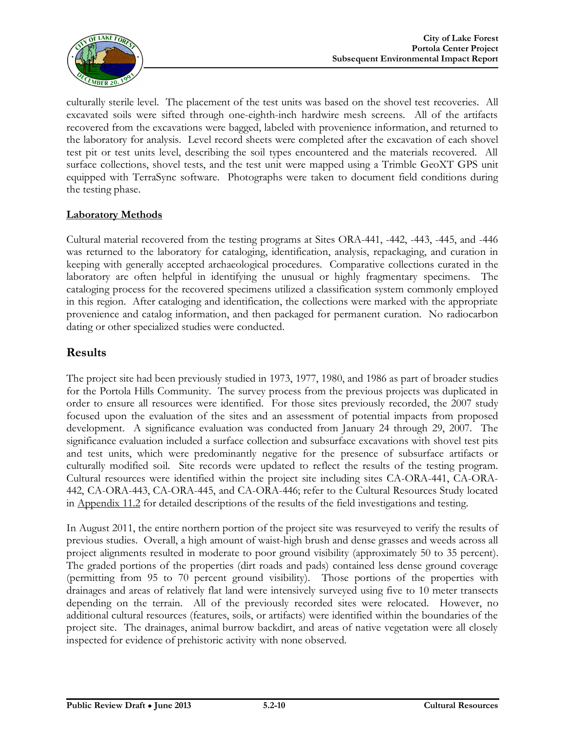culturally sterile level. The placement of the test units was based on the shovel test recoveries. All excavated soils were sifted through one-eighth-inch hardwire mesh screens. All of the artifacts recovered from the excavations were bagged, labeled with provenience information, and returned to the laboratory for analysis. Level record sheets were completed after the excavation of each shovel test pit or test units level, describing the soil types encountered and the materials recovered. All surface collections, shovel tests, and the test unit were mapped using a Trimble GeoXT GPS unit equipped with TerraSync software. Photographs were taken to document field conditions during the testing phase.

**Laboratory Methods**

Cultural material recovered from the testing programs at Sites ORA-441, -442, -443, -445, and -446 was returned to the laboratory for cataloging, identification, analysis, repackaging, and curation in keeping with generally accepted archaeological procedures. Comparative collections curated in the laboratory are often helpful in identifying the unusual or highly fragmentary specimens. The cataloging process for the recovered specimens utilized a classification system commonly employed in this region. After cataloging and identification, the collections were marked with the appropriate provenience and catalog information, and then packaged for permanent curation. No radiocarbon dating or other specialized studies were conducted.

## Results

The project site had been previously studied in 1973, 1977, 1980, and 1986 as part of broader studies for the Portola Hills Community. The survey process from the previous projects was duplicated in order to ensure all resources were identified. For those sites previously recorded, the 2007 study focused upon the evaluation of the sites and an assessment of potential impacts from proposed development. A significance evaluation was conducted from January 24 through 29, 2007. The significance evaluation included a surface collection and subsurface excavations with shovel test pits and test units, which were predominantly negative for the presence of subsurface artifacts or culturally modified soil. Site records were updated to reflect the results of the testing program. Cultural resources were identified within the project site including sites CA-ORA-441, CA-ORA-442, CA-ORA-443, CA-ORA-445, and CA-ORA-446; refer to the Cultural Resources Study located in Appendix 11.2 for detailed descriptions of the results of the field investigations and testing.

In August 2011, the entire northern portion of the project site was resurveyed to verify the results of previous studies. Overall, a high amount of waist-high brush and dense grasses and weeds across all project alignments resulted in moderate to poor ground visibility (approximately 50 to 35 percent). The graded portions of the properties (dirt roads and pads) contained less dense ground coverage (permitting from 95 to 70 percent ground visibility). Those portions of the properties with drainages and areas of relatively flat land were intensively surveyed using five to 10 meter transects depending on the terrain. All of the previously recorded sites were relocated. However, no additional cultural resources (features, soils, or artifacts) were identified within the boundaries of the project site. The drainages, animal burrow backdirt, and areas of native vegetation were all closely inspected for evidence of prehistoric activity with none observed.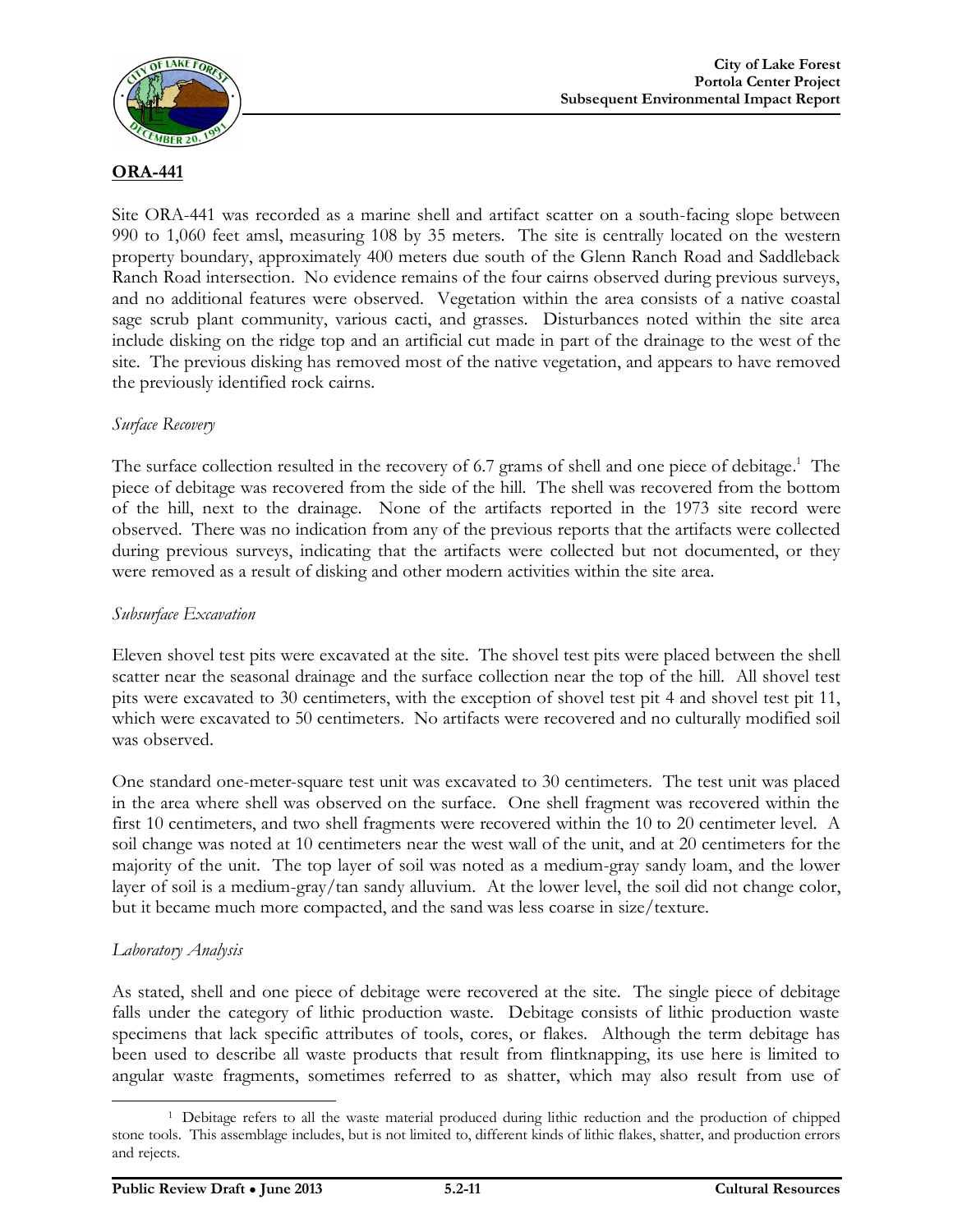**ORA-441**

Site ORA-441 was recorded as a marine shell and artifact scatter on a south-facing slope between 990 to 1,060 feet amsl, measuring 108 by 35 meters. The site is centrally located on the western property boundary, approximately 400 meters due south of the Glenn Ranch Road and Saddleback Ranch Road intersection. No evidence remains of the four cairns observed during previous surveys, and no additional features were observed. Vegetation within the area consists of a native coastal sage scrub plant community, various cacti, and grasses. Disturbances noted within the site area include disking on the ridge top and an artificial cut made in part of the drainage to the west of the site. The previous disking has removed most of the native vegetation, and appears to have removed the previously identified rock cairns.

*Surface Recovery*

The surface collection resulted in the recovery of 6.7 grams of shell and one piece of debitage.[1] The piece of debitage was recovered from the side of the hill. The shell was recovered from the bottom of the hill, next to the drainage. None of the artifacts reported in the 1973 site record were observed. There was no indication from any of the previous reports that the artifacts were collected during previous surveys, indicating that the artifacts were collected but not documented, or they were removed as a result of disking and other modern activities within the site area.

*Subsurface Excavation*

Eleven shovel test pits were excavated at the site. The shovel test pits were placed between the shell scatter near the seasonal drainage and the surface collection near the top of the hill. All shovel test pits were excavated to 30 centimeters, with the exception of shovel test pit 4 and shovel test pit 11, which were excavated to 50 centimeters. No artifacts were recovered and no culturally modified soil was observed.

One standard one-meter-square test unit was excavated to 30 centimeters. The test unit was placed in the area where shell was observed on the surface. One shell fragment was recovered within the first 10 centimeters, and two shell fragments were recovered within the 10 to 20 centimeter level. A soil change was noted at 10 centimeters near the west wall of the unit, and at 20 centimeters for the majority of the unit. The top layer of soil was noted as a medium-gray sandy loam, and the lower layer of soil is a medium-gray/tan sandy alluvium. At the lower level, the soil did not change color, but it became much more compacted, and the sand was less coarse in size/texture.

*Laboratory Analysis*

As stated, shell and one piece of debitage were recovered at the site. The single piece of debitage falls under the category of lithic production waste. Debitage consists of lithic production waste specimens that lack specific attributes of tools, cores, or flakes. Although the term debitage has been used to describe all waste products that result from flintknapping, its use here is limited to angular waste fragments, sometimes referred to as shatter, which may also result from use of

---

[1] Debitage refers to all the waste material produced during lithic reduction and the production of chipped stone tools. This assemblage includes, but is not limited to, different kinds of lithic flakes, shatter, and production errors and rejects.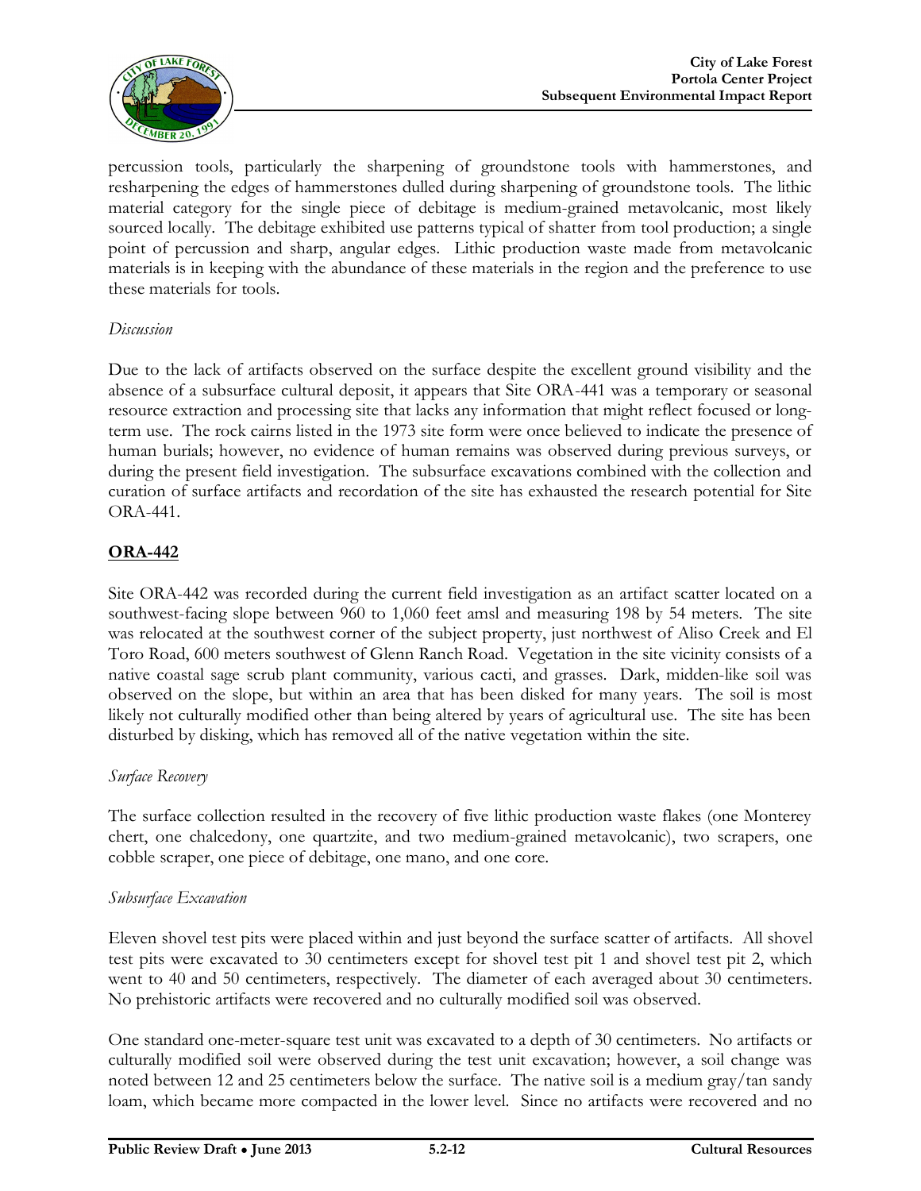percussion tools, particularly the sharpening of groundstone tools with hammerstones, and resharpening the edges of hammerstones dulled during sharpening of groundstone tools. The lithic material category for the single piece of debitage is medium-grained metavolcanic, most likely sourced locally. The debitage exhibited use patterns typical of shatter from tool production; a single point of percussion and sharp, angular edges. Lithic production waste made from metavolcanic materials is in keeping with the abundance of these materials in the region and the preference to use these materials for tools.

*Discussion*

Due to the lack of artifacts observed on the surface despite the excellent ground visibility and the absence of a subsurface cultural deposit, it appears that Site ORA-441 was a temporary or seasonal resource extraction and processing site that lacks any information that might reflect focused or long-term use. The rock cairns listed in the 1973 site form were once believed to indicate the presence of human burials; however, no evidence of human remains was observed during previous surveys, or during the present field investigation. The subsurface excavations combined with the collection and curation of surface artifacts and recordation of the site has exhausted the research potential for Site ORA-441.

**ORA-442**

Site ORA-442 was recorded during the current field investigation as an artifact scatter located on a southwest-facing slope between 960 to 1,060 feet amsl and measuring 198 by 54 meters. The site was relocated at the southwest corner of the subject property, just northwest of Aliso Creek and El Toro Road, 600 meters southwest of Glenn Ranch Road. Vegetation in the site vicinity consists of a native coastal sage scrub plant community, various cacti, and grasses. Dark, midden-like soil was observed on the slope, but within an area that has been disked for many years. The soil is most likely not culturally modified other than being altered by years of agricultural use. The site has been disturbed by disking, which has removed all of the native vegetation within the site.

*Surface Recovery*

The surface collection resulted in the recovery of five lithic production waste flakes (one Monterey chert, one chalcedony, one quartzite, and two medium-grained metavolcanic), two scrapers, one cobble scraper, one piece of debitage, one mano, and one core.

*Subsurface Excavation*

Eleven shovel test pits were placed within and just beyond the surface scatter of artifacts. All shovel test pits were excavated to 30 centimeters except for shovel test pit 1 and shovel test pit 2, which went to 40 and 50 centimeters, respectively. The diameter of each averaged about 30 centimeters. No prehistoric artifacts were recovered and no culturally modified soil was observed.

One standard one-meter-square test unit was excavated to a depth of 30 centimeters. No artifacts or culturally modified soil were observed during the test unit excavation; however, a soil change was noted between 12 and 25 centimeters below the surface. The native soil is a medium gray/tan sandy loam, which became more compacted in the lower level. Since no artifacts were recovered and no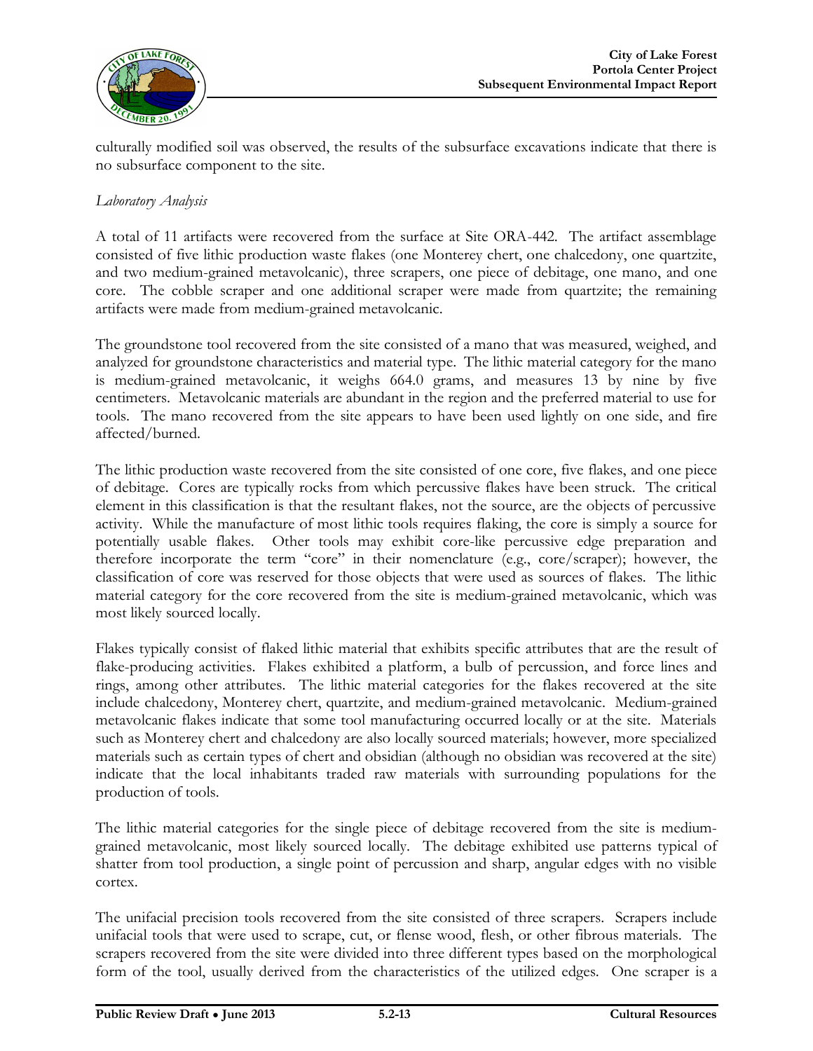culturally modified soil was observed, the results of the subsurface excavations indicate that there is no subsurface component to the site.

*Laboratory Analysis*

A total of 11 artifacts were recovered from the surface at Site ORA-442. The artifact assemblage consisted of five lithic production waste flakes (one Monterey chert, one chalcedony, one quartzite, and two medium-grained metavolcanic), three scrapers, one piece of debitage, one mano, and one core. The cobble scraper and one additional scraper were made from quartzite; the remaining artifacts were made from medium-grained metavolcanic.

The groundstone tool recovered from the site consisted of a mano that was measured, weighed, and analyzed for groundstone characteristics and material type. The lithic material category for the mano is medium-grained metavolcanic, it weighs 664.0 grams, and measures 13 by nine by five centimeters. Metavolcanic materials are abundant in the region and the preferred material to use for tools. The mano recovered from the site appears to have been used lightly on one side, and fire affected/burned.

The lithic production waste recovered from the site consisted of one core, five flakes, and one piece of debitage. Cores are typically rocks from which percussive flakes have been struck. The critical element in this classification is that the resultant flakes, not the source, are the objects of percussive activity. While the manufacture of most lithic tools requires flaking, the core is simply a source for potentially usable flakes. Other tools may exhibit core-like percussive edge preparation and therefore incorporate the term "core" in their nomenclature (e.g., core/scraper); however, the classification of core was reserved for those objects that were used as sources of flakes. The lithic material category for the core recovered from the site is medium-grained metavolcanic, which was most likely sourced locally.

Flakes typically consist of flaked lithic material that exhibits specific attributes that are the result of flake-producing activities. Flakes exhibited a platform, a bulb of percussion, and force lines and rings, among other attributes. The lithic material categories for the flakes recovered at the site include chalcedony, Monterey chert, quartzite, and medium-grained metavolcanic. Medium-grained metavolcanic flakes indicate that some tool manufacturing occurred locally or at the site. Materials such as Monterey chert and chalcedony are also locally sourced materials; however, more specialized materials such as certain types of chert and obsidian (although no obsidian was recovered at the site) indicate that the local inhabitants traded raw materials with surrounding populations for the production of tools.

The lithic material categories for the single piece of debitage recovered from the site is medium-grained metavolcanic, most likely sourced locally. The debitage exhibited use patterns typical of shatter from tool production, a single point of percussion and sharp, angular edges with no visible cortex.

The unifacial precision tools recovered from the site consisted of three scrapers. Scrapers include unifacial tools that were used to scrape, cut, or flense wood, flesh, or other fibrous materials. The scrapers recovered from the site were divided into three different types based on the morphological form of the tool, usually derived from the characteristics of the utilized edges. One scraper is a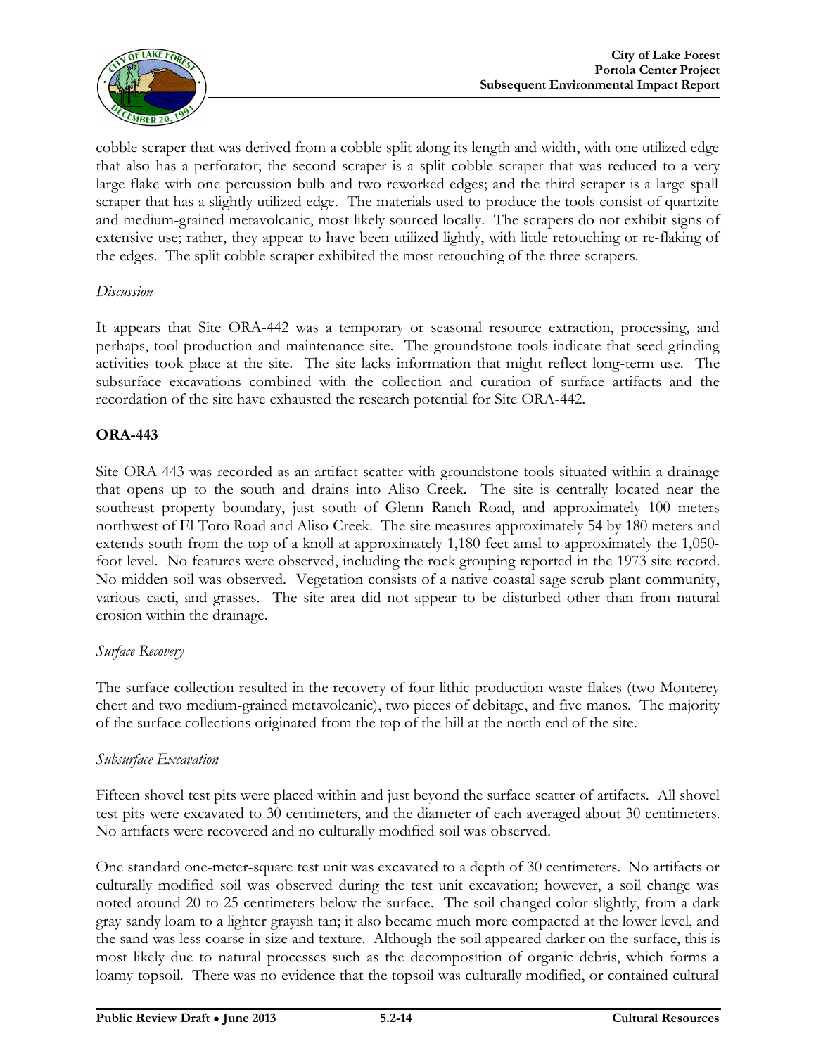cobble scraper that was derived from a cobble split along its length and width, with one utilized edge that also has a perforator; the second scraper is a split cobble scraper that was reduced to a very large flake with one percussion bulb and two reworked edges; and the third scraper is a large spall scraper that has a slightly utilized edge. The materials used to produce the tools consist of quartzite and medium-grained metavolcanic, most likely sourced locally. The scrapers do not exhibit signs of extensive use; rather, they appear to have been utilized lightly, with little retouching or re-flaking of the edges. The split cobble scraper exhibited the most retouching of the three scrapers.

*Discussion*

It appears that Site ORA-442 was a temporary or seasonal resource extraction, processing, and perhaps, tool production and maintenance site. The groundstone tools indicate that seed grinding activities took place at the site. The site lacks information that might reflect long-term use. The subsurface excavations combined with the collection and curation of surface artifacts and the recordation of the site have exhausted the research potential for Site ORA-442.

**ORA-443**

Site ORA-443 was recorded as an artifact scatter with groundstone tools situated within a drainage that opens up to the south and drains into Aliso Creek. The site is centrally located near the southeast property boundary, just south of Glenn Ranch Road, and approximately 100 meters northwest of El Toro Road and Aliso Creek. The site measures approximately 54 by 180 meters and extends south from the top of a knoll at approximately 1,180 feet amsl to approximately the 1,050-foot level. No features were observed, including the rock grouping reported in the 1973 site record. No midden soil was observed. Vegetation consists of a native coastal sage scrub plant community, various cacti, and grasses. The site area did not appear to be disturbed other than from natural erosion within the drainage.

*Surface Recovery*

The surface collection resulted in the recovery of four lithic production waste flakes (two Monterey chert and two medium-grained metavolcanic), two pieces of debitage, and five manos. The majority of the surface collections originated from the top of the hill at the north end of the site.

*Subsurface Excavation*

Fifteen shovel test pits were placed within and just beyond the surface scatter of artifacts. All shovel test pits were excavated to 30 centimeters, and the diameter of each averaged about 30 centimeters. No artifacts were recovered and no culturally modified soil was observed.

One standard one-meter-square test unit was excavated to a depth of 30 centimeters. No artifacts or culturally modified soil was observed during the test unit excavation; however, a soil change was noted around 20 to 25 centimeters below the surface. The soil changed color slightly, from a dark gray sandy loam to a lighter grayish tan; it also became much more compacted at the lower level, and the sand was less coarse in size and texture. Although the soil appeared darker on the surface, this is most likely due to natural processes such as the decomposition of organic debris, which forms a loamy topsoil. There was no evidence that the topsoil was culturally modified, or contained cultural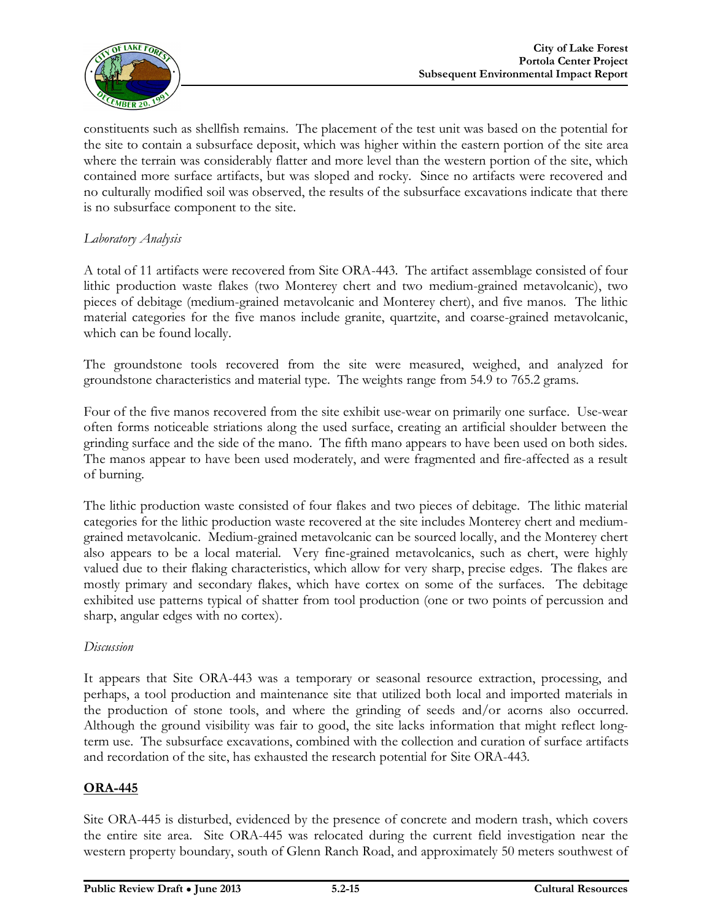constituents such as shellfish remains. The placement of the test unit was based on the potential for the site to contain a subsurface deposit, which was higher within the eastern portion of the site area where the terrain was considerably flatter and more level than the western portion of the site, which contained more surface artifacts, but was sloped and rocky. Since no artifacts were recovered and no culturally modified soil was observed, the results of the subsurface excavations indicate that there is no subsurface component to the site.

*Laboratory Analysis*

A total of 11 artifacts were recovered from Site ORA-443. The artifact assemblage consisted of four lithic production waste flakes (two Monterey chert and two medium-grained metavolcanic), two pieces of debitage (medium-grained metavolcanic and Monterey chert), and five manos. The lithic material categories for the five manos include granite, quartzite, and coarse-grained metavolcanic, which can be found locally.

The groundstone tools recovered from the site were measured, weighed, and analyzed for groundstone characteristics and material type. The weights range from 54.9 to 765.2 grams.

Four of the five manos recovered from the site exhibit use-wear on primarily one surface. Use-wear often forms noticeable striations along the used surface, creating an artificial shoulder between the grinding surface and the side of the mano. The fifth mano appears to have been used on both sides. The manos appear to have been used moderately, and were fragmented and fire-affected as a result of burning.

The lithic production waste consisted of four flakes and two pieces of debitage. The lithic material categories for the lithic production waste recovered at the site includes Monterey chert and medium-grained metavolcanic. Medium-grained metavolcanic can be sourced locally, and the Monterey chert also appears to be a local material. Very fine-grained metavolcanics, such as chert, were highly valued due to their flaking characteristics, which allow for very sharp, precise edges. The flakes are mostly primary and secondary flakes, which have cortex on some of the surfaces. The debitage exhibited use patterns typical of shatter from tool production (one or two points of percussion and sharp, angular edges with no cortex).

*Discussion*

It appears that Site ORA-443 was a temporary or seasonal resource extraction, processing, and perhaps, a tool production and maintenance site that utilized both local and imported materials in the production of stone tools, and where the grinding of seeds and/or acorns also occurred. Although the ground visibility was fair to good, the site lacks information that might reflect long-term use. The subsurface excavations, combined with the collection and curation of surface artifacts and recordation of the site, has exhausted the research potential for Site ORA-443.

**ORA-445**

Site ORA-445 is disturbed, evidenced by the presence of concrete and modern trash, which covers the entire site area. Site ORA-445 was relocated during the current field investigation near the western property boundary, south of Glenn Ranch Road, and approximately 50 meters southwest of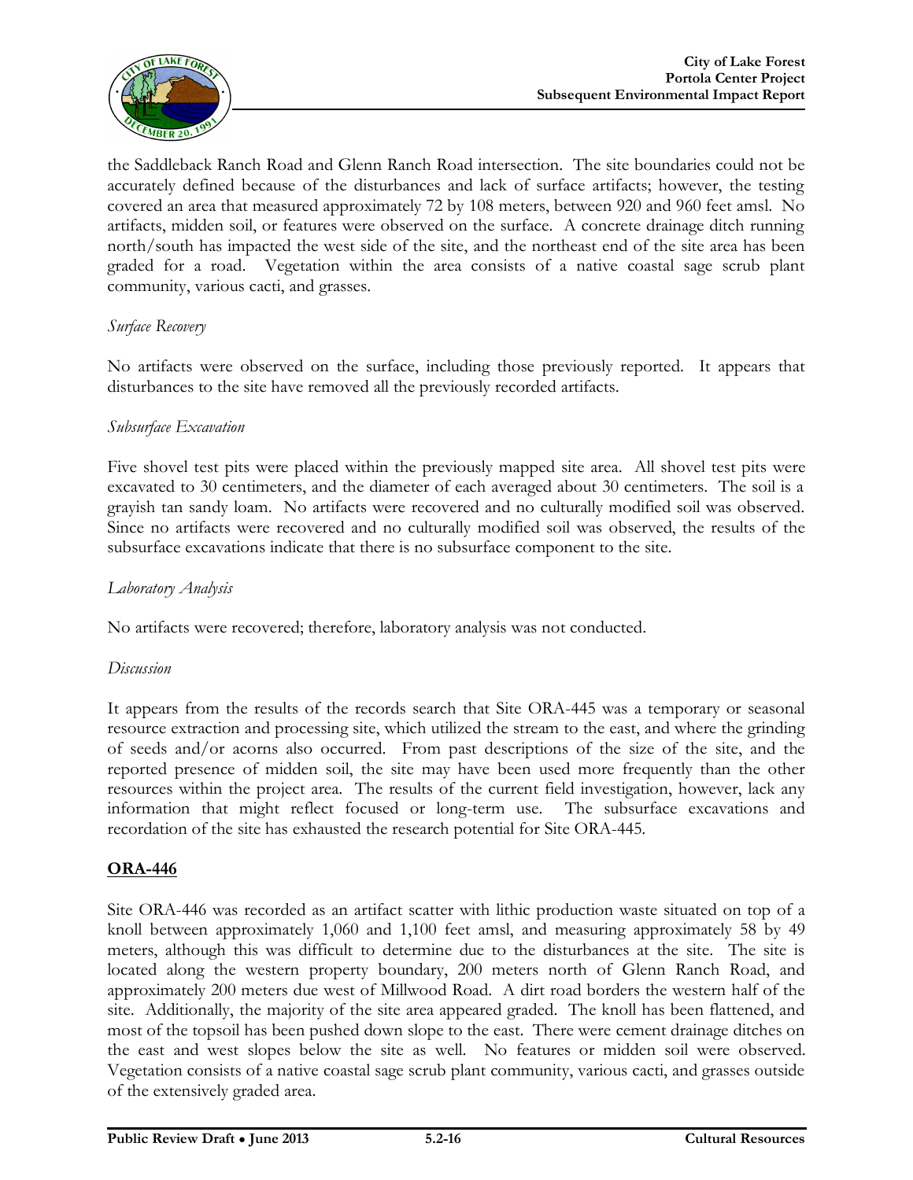the Saddleback Ranch Road and Glenn Ranch Road intersection. The site boundaries could not be accurately defined because of the disturbances and lack of surface artifacts; however, the testing covered an area that measured approximately 72 by 108 meters, between 920 and 960 feet amsl. No artifacts, midden soil, or features were observed on the surface. A concrete drainage ditch running north/south has impacted the west side of the site, and the northeast end of the site area has been graded for a road. Vegetation within the area consists of a native coastal sage scrub plant community, various cacti, and grasses.

*Surface Recovery*

No artifacts were observed on the surface, including those previously reported. It appears that disturbances to the site have removed all the previously recorded artifacts.

*Subsurface Excavation*

Five shovel test pits were placed within the previously mapped site area. All shovel test pits were excavated to 30 centimeters, and the diameter of each averaged about 30 centimeters. The soil is a grayish tan sandy loam. No artifacts were recovered and no culturally modified soil was observed. Since no artifacts were recovered and no culturally modified soil was observed, the results of the subsurface excavations indicate that there is no subsurface component to the site.

*Laboratory Analysis*

No artifacts were recovered; therefore, laboratory analysis was not conducted.

*Discussion*

It appears from the results of the records search that Site ORA-445 was a temporary or seasonal resource extraction and processing site, which utilized the stream to the east, and where the grinding of seeds and/or acorns also occurred. From past descriptions of the size of the site, and the reported presence of midden soil, the site may have been used more frequently than the other resources within the project area. The results of the current field investigation, however, lack any information that might reflect focused or long-term use. The subsurface excavations and recordation of the site has exhausted the research potential for Site ORA-445.

## **ORA-446**

Site ORA-446 was recorded as an artifact scatter with lithic production waste situated on top of a knoll between approximately 1,060 and 1,100 feet amsl, and measuring approximately 58 by 49 meters, although this was difficult to determine due to the disturbances at the site. The site is located along the western property boundary, 200 meters north of Glenn Ranch Road, and approximately 200 meters due west of Millwood Road. A dirt road borders the western half of the site. Additionally, the majority of the site area appeared graded. The knoll has been flattened, and most of the topsoil has been pushed down slope to the east. There were cement drainage ditches on the east and west slopes below the site as well. No features or midden soil were observed. Vegetation consists of a native coastal sage scrub plant community, various cacti, and grasses outside of the extensively graded area.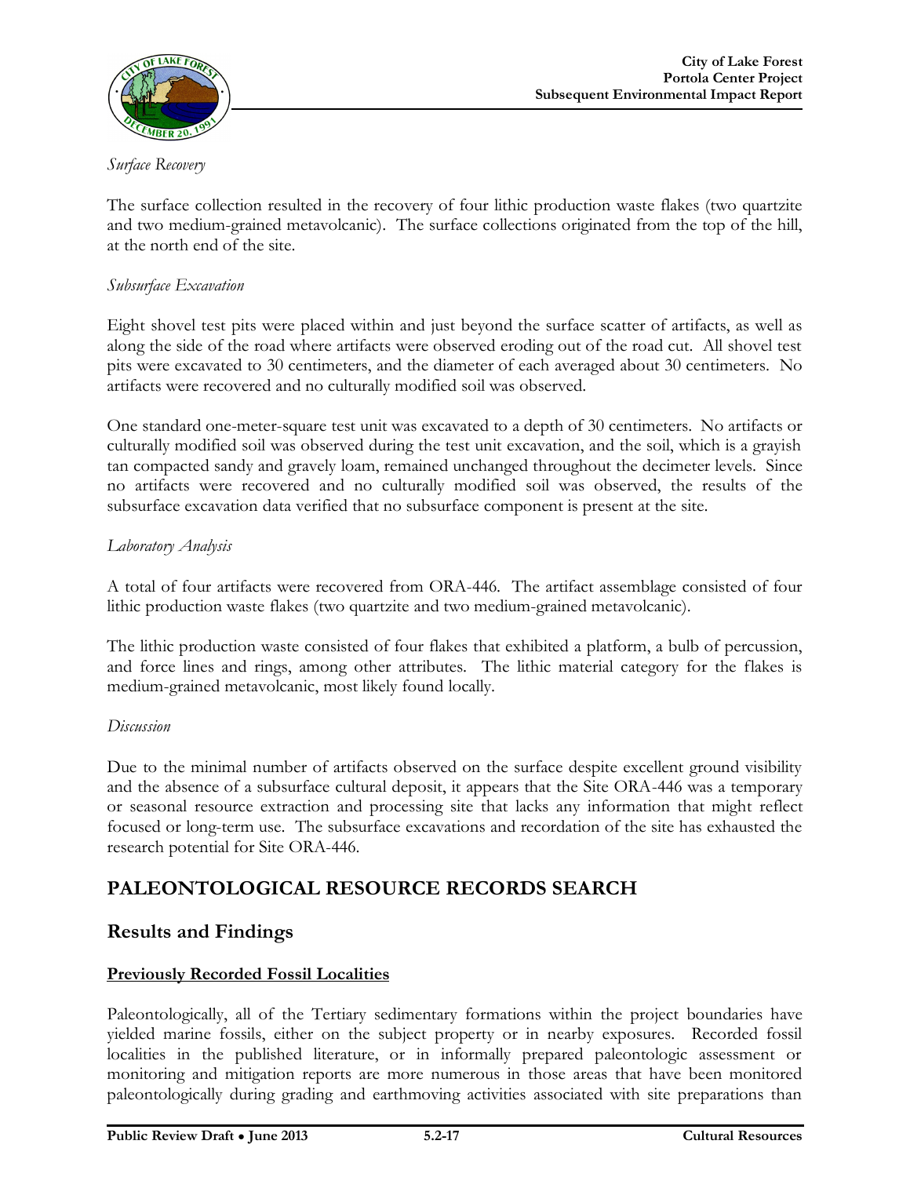*Surface Recovery*

The surface collection resulted in the recovery of four lithic production waste flakes (two quartzite and two medium-grained metavolcanic). The surface collections originated from the top of the hill, at the north end of the site.

*Subsurface Excavation*

Eight shovel test pits were placed within and just beyond the surface scatter of artifacts, as well as along the side of the road where artifacts were observed eroding out of the road cut. All shovel test pits were excavated to 30 centimeters, and the diameter of each averaged about 30 centimeters. No artifacts were recovered and no culturally modified soil was observed.

One standard one-meter-square test unit was excavated to a depth of 30 centimeters. No artifacts or culturally modified soil was observed during the test unit excavation, and the soil, which is a grayish tan compacted sandy and gravely loam, remained unchanged throughout the decimeter levels. Since no artifacts were recovered and no culturally modified soil was observed, the results of the subsurface excavation data verified that no subsurface component is present at the site.

*Laboratory Analysis*

A total of four artifacts were recovered from ORA-446. The artifact assemblage consisted of four lithic production waste flakes (two quartzite and two medium-grained metavolcanic).

The lithic production waste consisted of four flakes that exhibited a platform, a bulb of percussion, and force lines and rings, among other attributes. The lithic material category for the flakes is medium-grained metavolcanic, most likely found locally.

*Discussion*

Due to the minimal number of artifacts observed on the surface despite excellent ground visibility and the absence of a subsurface cultural deposit, it appears that the Site ORA-446 was a temporary or seasonal resource extraction and processing site that lacks any information that might reflect focused or long-term use. The subsurface excavations and recordation of the site has exhausted the research potential for Site ORA-446.

## PALEONTOLOGICAL RESOURCE RECORDS SEARCH

### Results and Findings

**Previously Recorded Fossil Localities**

Paleontologically, all of the Tertiary sedimentary formations within the project boundaries have yielded marine fossils, either on the subject property or in nearby exposures. Recorded fossil localities in the published literature, or in informally prepared paleontologic assessment or monitoring and mitigation reports are more numerous in those areas that have been monitored paleontologically during grading and earthmoving activities associated with site preparations than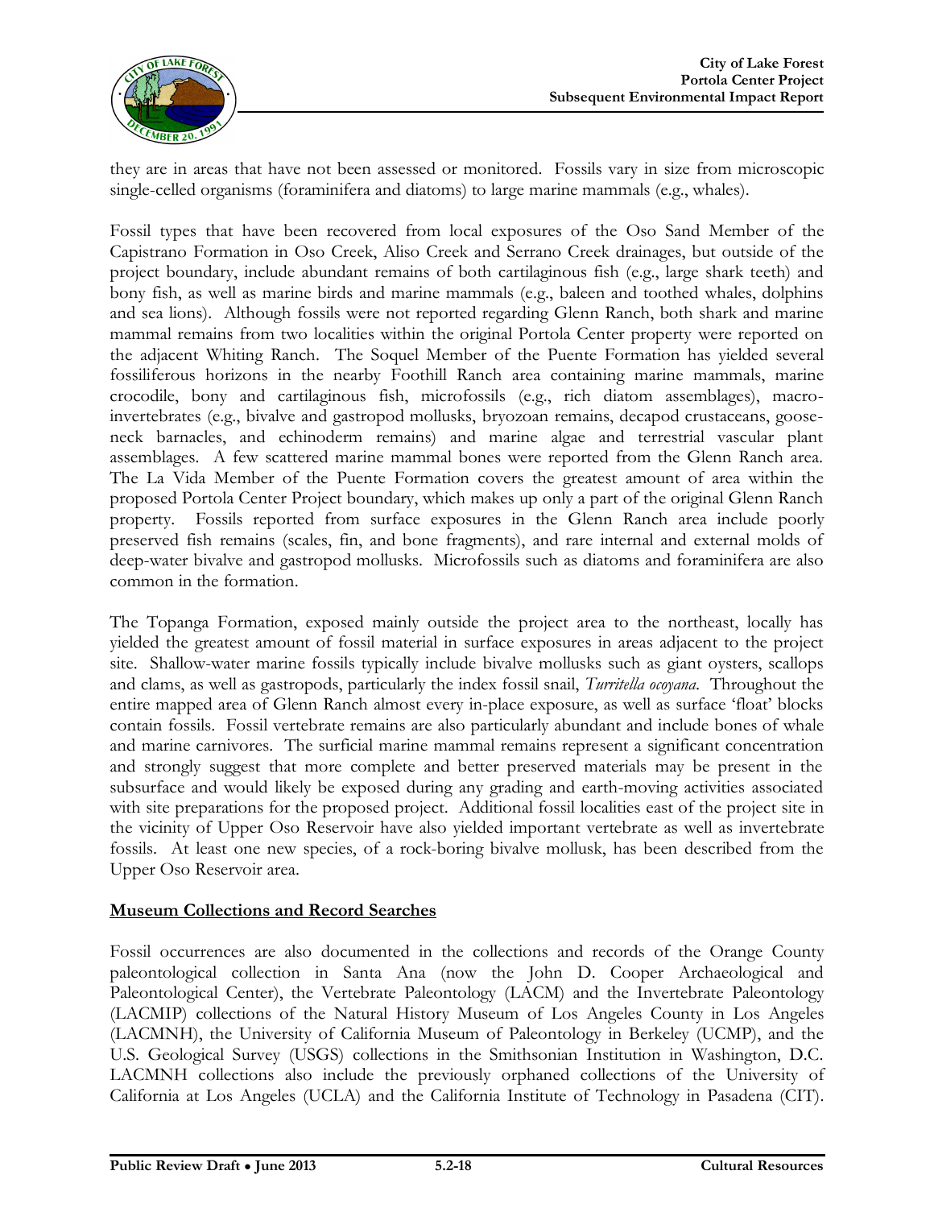they are in areas that have not been assessed or monitored. Fossils vary in size from microscopic single-celled organisms (foraminifera and diatoms) to large marine mammals (e.g., whales).

Fossil types that have been recovered from local exposures of the Oso Sand Member of the Capistrano Formation in Oso Creek, Aliso Creek and Serrano Creek drainages, but outside of the project boundary, include abundant remains of both cartilaginous fish (e.g., large shark teeth) and bony fish, as well as marine birds and marine mammals (e.g., baleen and toothed whales, dolphins and sea lions). Although fossils were not reported regarding Glenn Ranch, both shark and marine mammal remains from two localities within the original Portola Center property were reported on the adjacent Whiting Ranch. The Soquel Member of the Puente Formation has yielded several fossiliferous horizons in the nearby Foothill Ranch area containing marine mammals, marine crocodile, bony and cartilaginous fish, microfossils (e.g., rich diatom assemblages), macro-invertebrates (e.g., bivalve and gastropod mollusks, bryozoan remains, decapod crustaceans, goose-neck barnacles, and echinoderm remains) and marine algae and terrestrial vascular plant assemblages. A few scattered marine mammal bones were reported from the Glenn Ranch area. The La Vida Member of the Puente Formation covers the greatest amount of area within the proposed Portola Center Project boundary, which makes up only a part of the original Glenn Ranch property. Fossils reported from surface exposures in the Glenn Ranch area include poorly preserved fish remains (scales, fin, and bone fragments), and rare internal and external molds of deep-water bivalve and gastropod mollusks. Microfossils such as diatoms and foraminifera are also common in the formation.

The Topanga Formation, exposed mainly outside the project area to the northeast, locally has yielded the greatest amount of fossil material in surface exposures in areas adjacent to the project site. Shallow-water marine fossils typically include bivalve mollusks such as giant oysters, scallops and clams, as well as gastropods, particularly the index fossil snail, *Turritella ocoyana*. Throughout the entire mapped area of Glenn Ranch almost every in-place exposure, as well as surface 'float' blocks contain fossils. Fossil vertebrate remains are also particularly abundant and include bones of whale and marine carnivores. The surficial marine mammal remains represent a significant concentration and strongly suggest that more complete and better preserved materials may be present in the subsurface and would likely be exposed during any grading and earth-moving activities associated with site preparations for the proposed project. Additional fossil localities east of the project site in the vicinity of Upper Oso Reservoir have also yielded important vertebrate as well as invertebrate fossils. At least one new species, of a rock-boring bivalve mollusk, has been described from the Upper Oso Reservoir area.

## Museum Collections and Record Searches

Fossil occurrences are also documented in the collections and records of the Orange County paleontological collection in Santa Ana (now the John D. Cooper Archaeological and Paleontological Center), the Vertebrate Paleontology (LACM) and the Invertebrate Paleontology (LACMIP) collections of the Natural History Museum of Los Angeles County in Los Angeles (LACMNH), the University of California Museum of Paleontology in Berkeley (UCMP), and the U.S. Geological Survey (USGS) collections in the Smithsonian Institution in Washington, D.C. LACMNH collections also include the previously orphaned collections of the University of California at Los Angeles (UCLA) and the California Institute of Technology in Pasadena (CIT).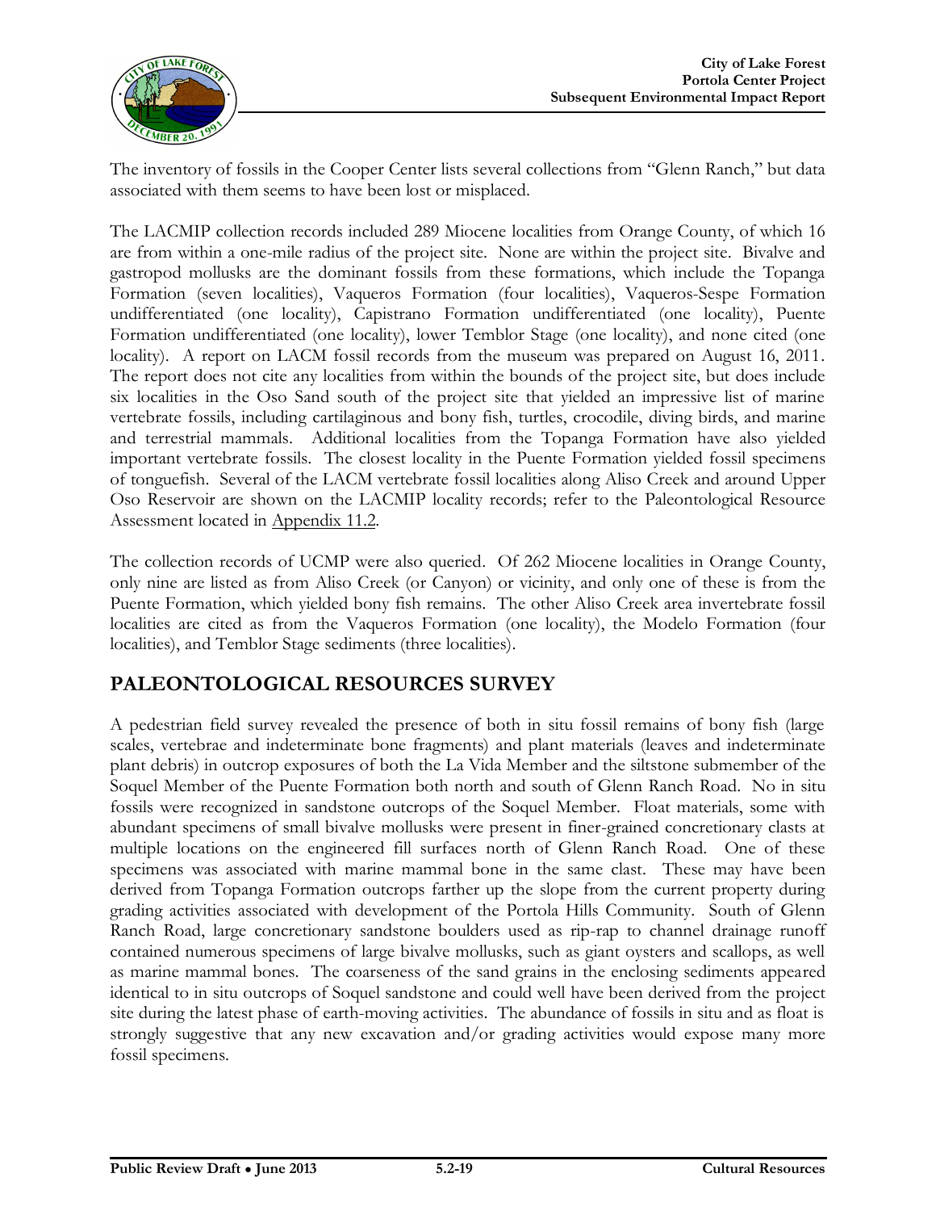The inventory of fossils in the Cooper Center lists several collections from "Glenn Ranch," but data associated with them seems to have been lost or misplaced.

The LACMIP collection records included 289 Miocene localities from Orange County, of which 16 are from within a one-mile radius of the project site. None are within the project site. Bivalve and gastropod mollusks are the dominant fossils from these formations, which include the Topanga Formation (seven localities), Vaqueros Formation (four localities), Vaqueros-Sespe Formation undifferentiated (one locality), Capistrano Formation undifferentiated (one locality), Puente Formation undifferentiated (one locality), lower Temblor Stage (one locality), and none cited (one locality). A report on LACM fossil records from the museum was prepared on August 16, 2011. The report does not cite any localities from within the bounds of the project site, but does include six localities in the Oso Sand south of the project site that yielded an impressive list of marine vertebrate fossils, including cartilaginous and bony fish, turtles, crocodile, diving birds, and marine and terrestrial mammals. Additional localities from the Topanga Formation have also yielded important vertebrate fossils. The closest locality in the Puente Formation yielded fossil specimens of tonguefish. Several of the LACM vertebrate fossil localities along Aliso Creek and around Upper Oso Reservoir are shown on the LACMIP locality records; refer to the Paleontological Resource Assessment located in Appendix 11.2.

The collection records of UCMP were also queried. Of 262 Miocene localities in Orange County, only nine are listed as from Aliso Creek (or Canyon) or vicinity, and only one of these is from the Puente Formation, which yielded bony fish remains. The other Aliso Creek area invertebrate fossil localities are cited as from the Vaqueros Formation (one locality), the Modelo Formation (four localities), and Temblor Stage sediments (three localities).

## PALEONTOLOGICAL RESOURCES SURVEY

A pedestrian field survey revealed the presence of both in situ fossil remains of bony fish (large scales, vertebrae and indeterminate bone fragments) and plant materials (leaves and indeterminate plant debris) in outcrop exposures of both the La Vida Member and the siltstone submember of the Soquel Member of the Puente Formation both north and south of Glenn Ranch Road. No in situ fossils were recognized in sandstone outcrops of the Soquel Member. Float materials, some with abundant specimens of small bivalve mollusks were present in finer-grained concretionary clasts at multiple locations on the engineered fill surfaces north of Glenn Ranch Road. One of these specimens was associated with marine mammal bone in the same clast. These may have been derived from Topanga Formation outcrops farther up the slope from the current property during grading activities associated with development of the Portola Hills Community. South of Glenn Ranch Road, large concretionary sandstone boulders used as rip-rap to channel drainage runoff contained numerous specimens of large bivalve mollusks, such as giant oysters and scallops, as well as marine mammal bones. The coarseness of the sand grains in the enclosing sediments appeared identical to in situ outcrops of Soquel sandstone and could well have been derived from the project site during the latest phase of earth-moving activities. The abundance of fossils in situ and as float is strongly suggestive that any new excavation and/or grading activities would expose many more fossil specimens.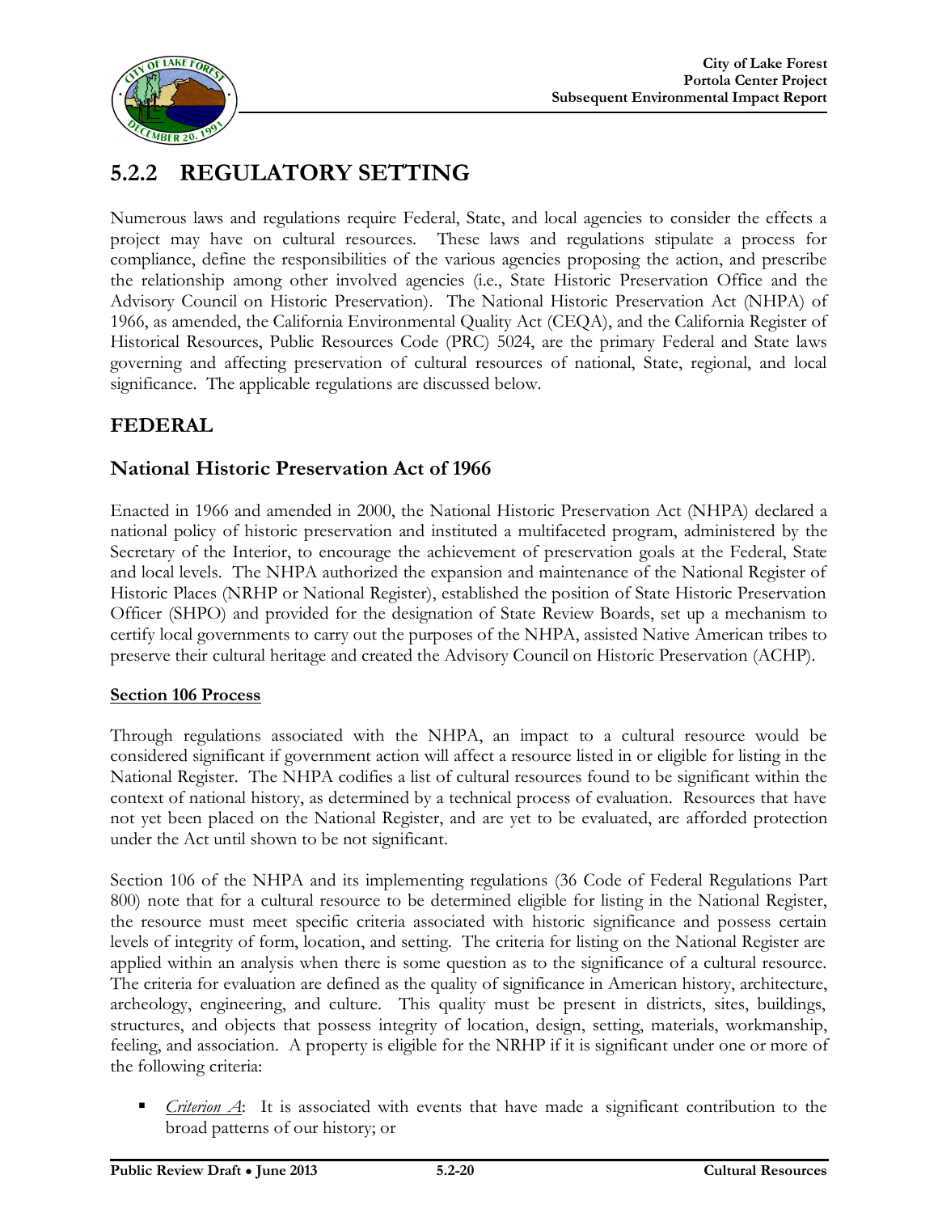## 5.2.2 REGULATORY SETTING

Numerous laws and regulations require Federal, State, and local agencies to consider the effects a project may have on cultural resources. These laws and regulations stipulate a process for compliance, define the responsibilities of the various agencies proposing the action, and prescribe the relationship among other involved agencies (i.e., State Historic Preservation Office and the Advisory Council on Historic Preservation). The National Historic Preservation Act (NHPA) of 1966, as amended, the California Environmental Quality Act (CEQA), and the California Register of Historical Resources, Public Resources Code (PRC) 5024, are the primary Federal and State laws governing and affecting preservation of cultural resources of national, State, regional, and local significance. The applicable regulations are discussed below.

### FEDERAL

### National Historic Preservation Act of 1966

Enacted in 1966 and amended in 2000, the National Historic Preservation Act (NHPA) declared a national policy of historic preservation and instituted a multifaceted program, administered by the Secretary of the Interior, to encourage the achievement of preservation goals at the Federal, State and local levels. The NHPA authorized the expansion and maintenance of the National Register of Historic Places (NRHP or National Register), established the position of State Historic Preservation Officer (SHPO) and provided for the designation of State Review Boards, set up a mechanism to certify local governments to carry out the purposes of the NHPA, assisted Native American tribes to preserve their cultural heritage and created the Advisory Council on Historic Preservation (ACHP).

**Section 106 Process**

Through regulations associated with the NHPA, an impact to a cultural resource would be considered significant if government action will affect a resource listed in or eligible for listing in the National Register. The NHPA codifies a list of cultural resources found to be significant within the context of national history, as determined by a technical process of evaluation. Resources that have not yet been placed on the National Register, and are yet to be evaluated, are afforded protection under the Act until shown to be not significant.

Section 106 of the NHPA and its implementing regulations (36 Code of Federal Regulations Part 800) note that for a cultural resource to be determined eligible for listing in the National Register, the resource must meet specific criteria associated with historic significance and possess certain levels of integrity of form, location, and setting. The criteria for listing on the National Register are applied within an analysis when there is some question as to the significance of a cultural resource. The criteria for evaluation are defined as the quality of significance in American history, architecture, archeology, engineering, and culture. This quality must be present in districts, sites, buildings, structures, and objects that possess integrity of location, design, setting, materials, workmanship, feeling, and association. A property is eligible for the NRHP if it is significant under one or more of the following criteria:

- *Criterion A*: It is associated with events that have made a significant contribution to the broad patterns of our history; or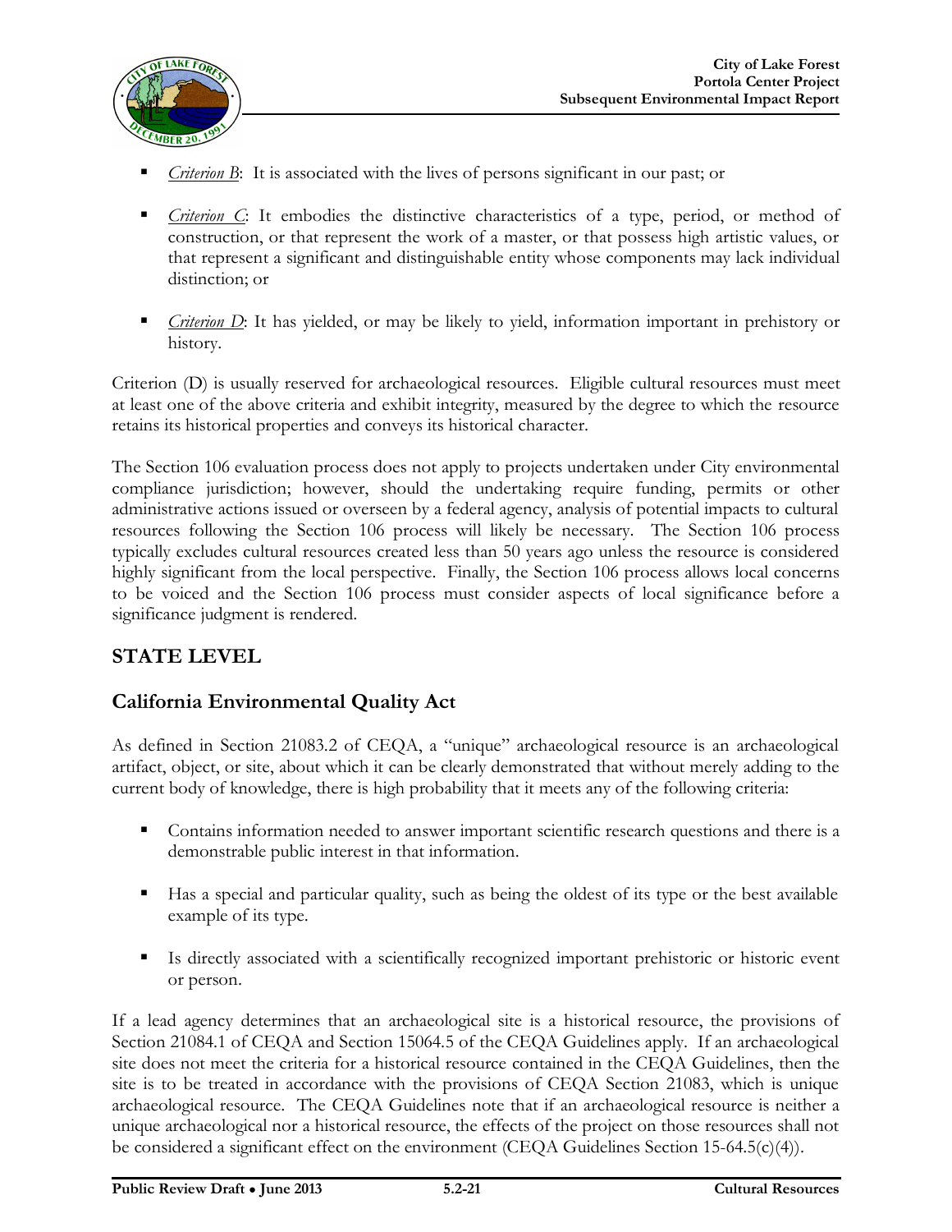- *Criterion B*: It is associated with the lives of persons significant in our past; or
- *Criterion C*: It embodies the distinctive characteristics of a type, period, or method of construction, or that represent the work of a master, or that possess high artistic values, or that represent a significant and distinguishable entity whose components may lack individual distinction; or
- *Criterion D*: It has yielded, or may be likely to yield, information important in prehistory or history.

Criterion (D) is usually reserved for archaeological resources. Eligible cultural resources must meet at least one of the above criteria and exhibit integrity, measured by the degree to which the resource retains its historical properties and conveys its historical character.

The Section 106 evaluation process does not apply to projects undertaken under City environmental compliance jurisdiction; however, should the undertaking require funding, permits or other administrative actions issued or overseen by a federal agency, analysis of potential impacts to cultural resources following the Section 106 process will likely be necessary. The Section 106 process typically excludes cultural resources created less than 50 years ago unless the resource is considered highly significant from the local perspective. Finally, the Section 106 process allows local concerns to be voiced and the Section 106 process must consider aspects of local significance before a significance judgment is rendered.

## STATE LEVEL

### California Environmental Quality Act

As defined in Section 21083.2 of CEQA, a "unique" archaeological resource is an archaeological artifact, object, or site, about which it can be clearly demonstrated that without merely adding to the current body of knowledge, there is high probability that it meets any of the following criteria:

- Contains information needed to answer important scientific research questions and there is a demonstrable public interest in that information.
- Has a special and particular quality, such as being the oldest of its type or the best available example of its type.
- Is directly associated with a scientifically recognized important prehistoric or historic event or person.

If a lead agency determines that an archaeological site is a historical resource, the provisions of Section 21084.1 of CEQA and Section 15064.5 of the CEQA Guidelines apply. If an archaeological site does not meet the criteria for a historical resource contained in the CEQA Guidelines, then the site is to be treated in accordance with the provisions of CEQA Section 21083, which is unique archaeological resource. The CEQA Guidelines note that if an archaeological resource is neither a unique archaeological nor a historical resource, the effects of the project on those resources shall not be considered a significant effect on the environment (CEQA Guidelines Section 15-64.5(c)(4)).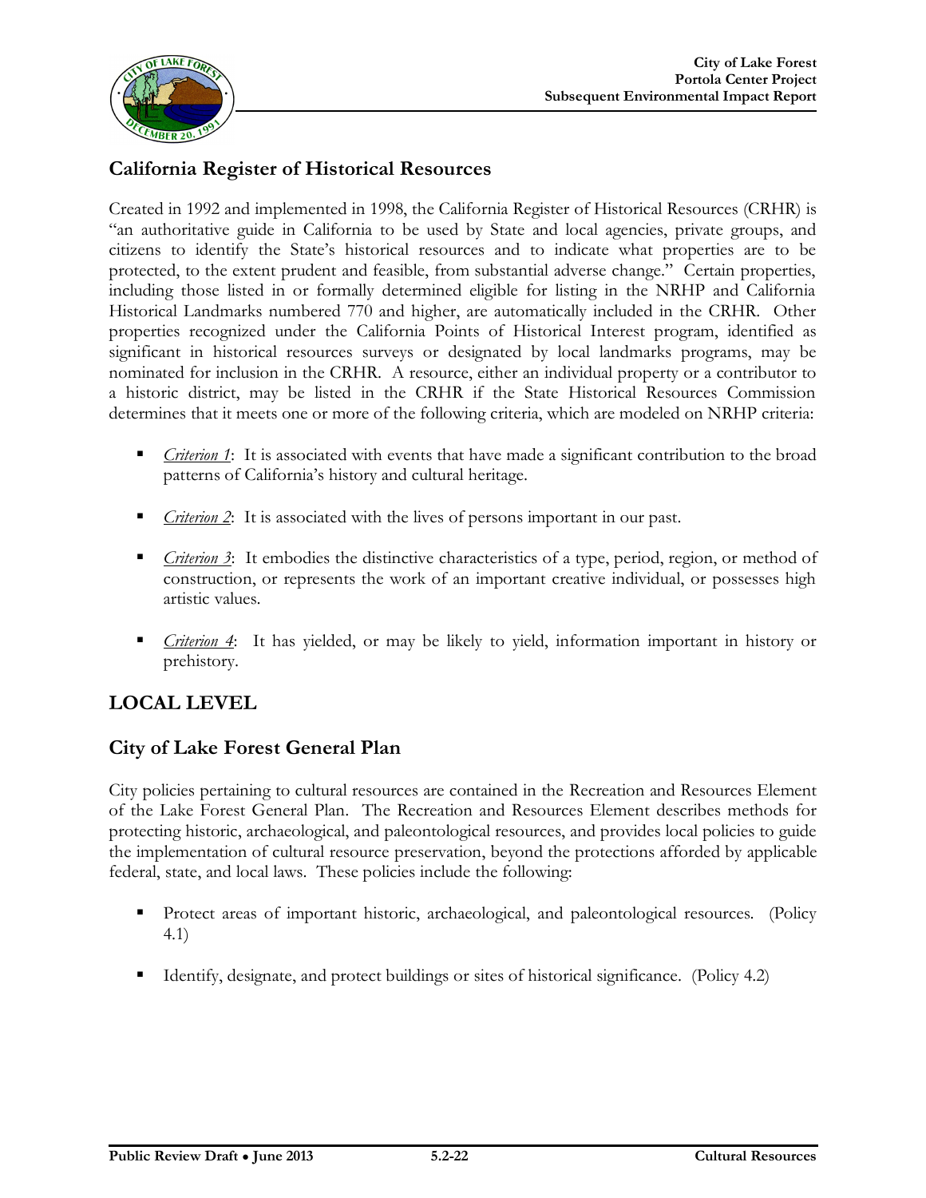### California Register of Historical Resources

Created in 1992 and implemented in 1998, the California Register of Historical Resources (CRHR) is "an authoritative guide in California to be used by State and local agencies, private groups, and citizens to identify the State's historical resources and to indicate what properties are to be protected, to the extent prudent and feasible, from substantial adverse change." Certain properties, including those listed in or formally determined eligible for listing in the NRHP and California Historical Landmarks numbered 770 and higher, are automatically included in the CRHR. Other properties recognized under the California Points of Historical Interest program, identified as significant in historical resources surveys or designated by local landmarks programs, may be nominated for inclusion in the CRHR. A resource, either an individual property or a contributor to a historic district, may be listed in the CRHR if the State Historical Resources Commission determines that it meets one or more of the following criteria, which are modeled on NRHP criteria:

- *Criterion 1*: It is associated with events that have made a significant contribution to the broad patterns of California's history and cultural heritage.
- *Criterion 2*: It is associated with the lives of persons important in our past.
- *Criterion 3*: It embodies the distinctive characteristics of a type, period, region, or method of construction, or represents the work of an important creative individual, or possesses high artistic values.
- *Criterion 4*: It has yielded, or may be likely to yield, information important in history or prehistory.

## LOCAL LEVEL

### City of Lake Forest General Plan

City policies pertaining to cultural resources are contained in the Recreation and Resources Element of the Lake Forest General Plan. The Recreation and Resources Element describes methods for protecting historic, archaeological, and paleontological resources, and provides local policies to guide the implementation of cultural resource preservation, beyond the protections afforded by applicable federal, state, and local laws. These policies include the following:

- Protect areas of important historic, archaeological, and paleontological resources. (Policy 4.1)
- Identify, designate, and protect buildings or sites of historical significance. (Policy 4.2)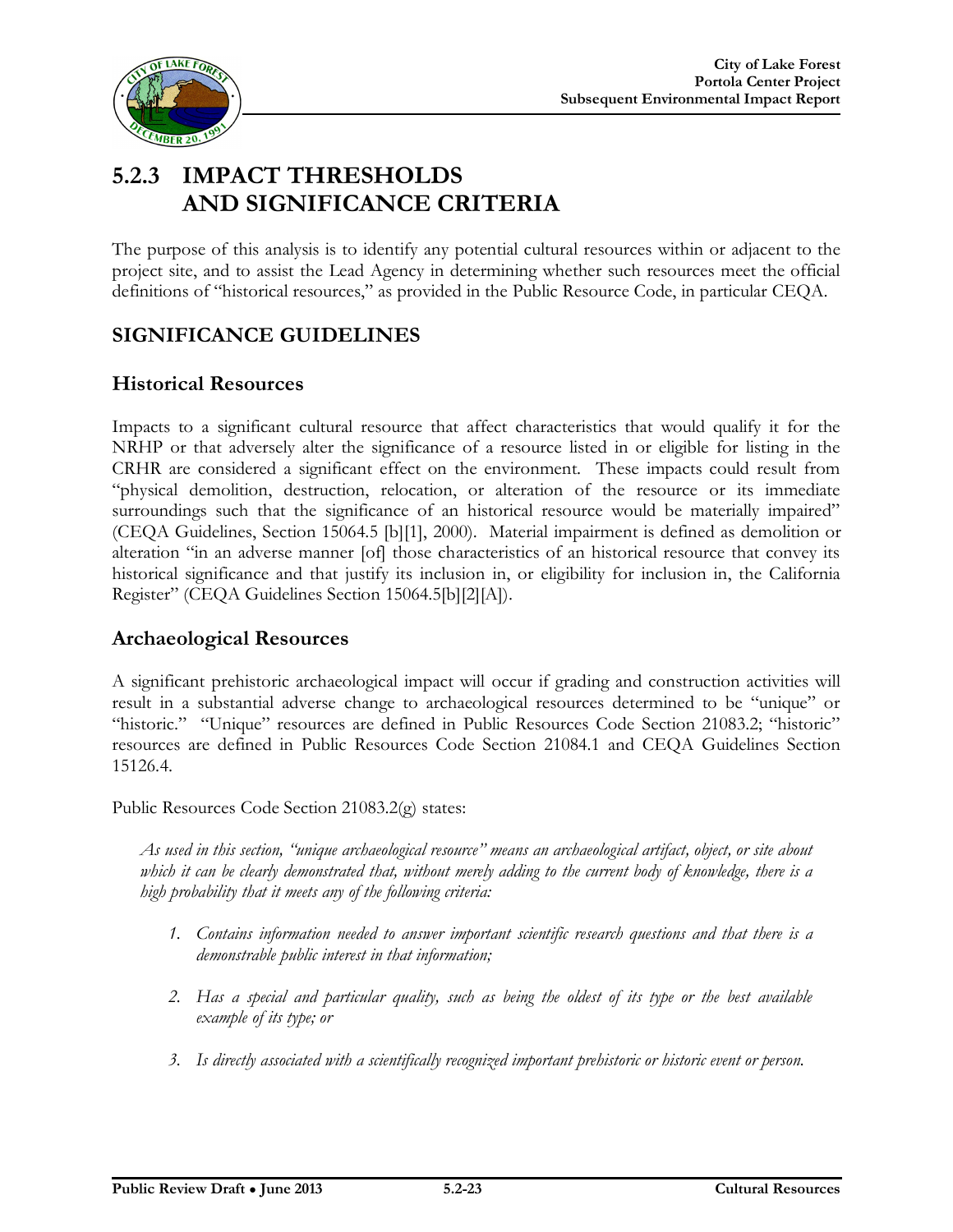# 5.2.3 IMPACT THRESHOLDS AND SIGNIFICANCE CRITERIA

The purpose of this analysis is to identify any potential cultural resources within or adjacent to the project site, and to assist the Lead Agency in determining whether such resources meet the official definitions of "historical resources," as provided in the Public Resource Code, in particular CEQA.

## SIGNIFICANCE GUIDELINES

### Historical Resources

Impacts to a significant cultural resource that affect characteristics that would qualify it for the NRHP or that adversely alter the significance of a resource listed in or eligible for listing in the CRHR are considered a significant effect on the environment. These impacts could result from "physical demolition, destruction, relocation, or alteration of the resource or its immediate surroundings such that the significance of an historical resource would be materially impaired" (CEQA Guidelines, Section 15064.5 [b][1], 2000). Material impairment is defined as demolition or alteration "in an adverse manner [of] those characteristics of an historical resource that convey its historical significance and that justify its inclusion in, or eligibility for inclusion in, the California Register" (CEQA Guidelines Section 15064.5[b][2][A]).

### Archaeological Resources

A significant prehistoric archaeological impact will occur if grading and construction activities will result in a substantial adverse change to archaeological resources determined to be "unique" or "historic." "Unique" resources are defined in Public Resources Code Section 21083.2; "historic" resources are defined in Public Resources Code Section 21084.1 and CEQA Guidelines Section 15126.4.

Public Resources Code Section 21083.2(g) states:

*As used in this section, "unique archaeological resource" means an archaeological artifact, object, or site about which it can be clearly demonstrated that, without merely adding to the current body of knowledge, there is a high probability that it meets any of the following criteria:*

1. *Contains information needed to answer important scientific research questions and that there is a demonstrable public interest in that information;*
2. *Has a special and particular quality, such as being the oldest of its type or the best available example of its type; or*
3. *Is directly associated with a scientifically recognized important prehistoric or historic event or person.*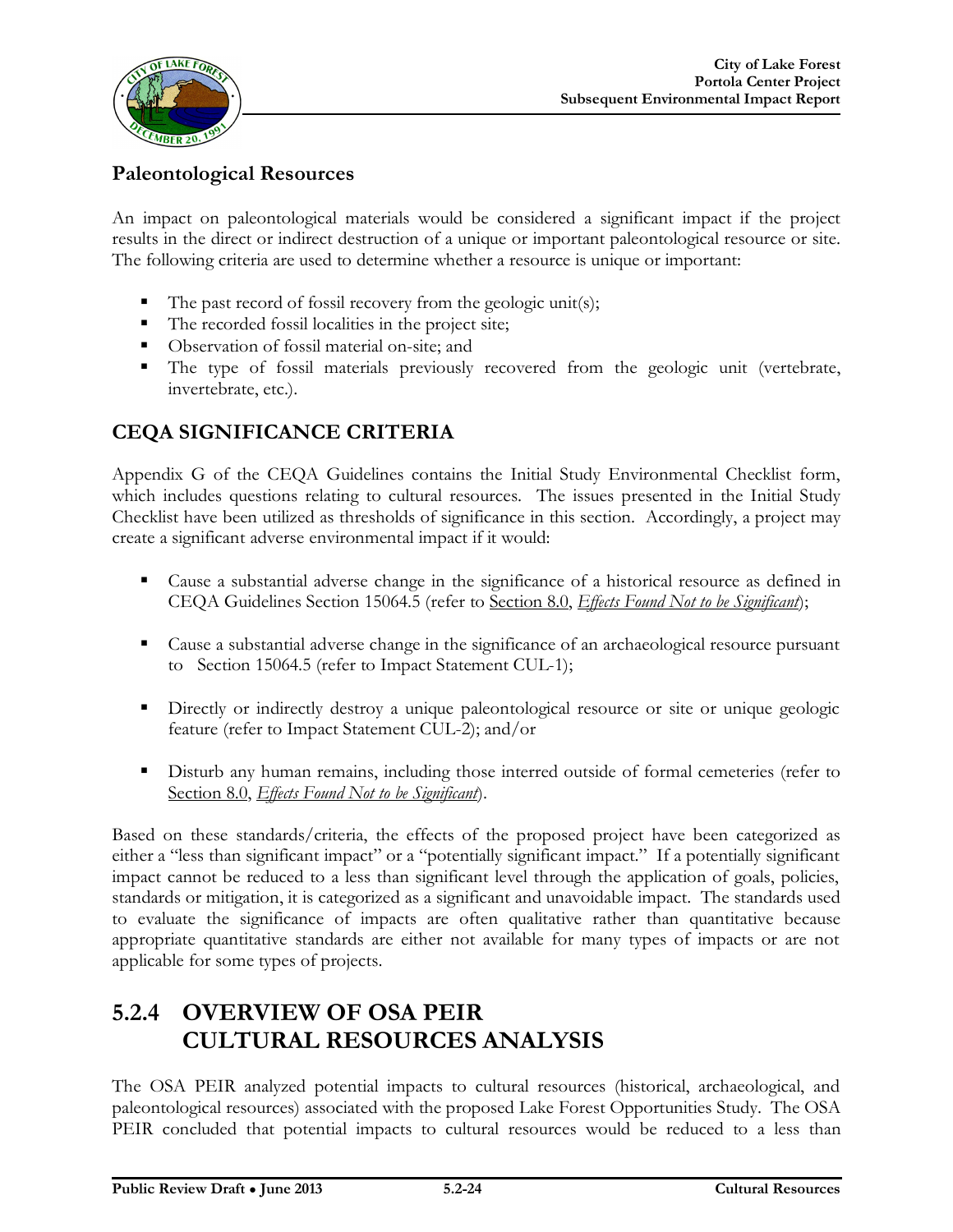### Paleontological Resources

An impact on paleontological materials would be considered a significant impact if the project results in the direct or indirect destruction of a unique or important paleontological resource or site. The following criteria are used to determine whether a resource is unique or important:

- The past record of fossil recovery from the geologic unit(s);
- The recorded fossil localities in the project site;
- Observation of fossil material on-site; and
- The type of fossil materials previously recovered from the geologic unit (vertebrate, invertebrate, etc.).

## CEQA SIGNIFICANCE CRITERIA

Appendix G of the CEQA Guidelines contains the Initial Study Environmental Checklist form, which includes questions relating to cultural resources. The issues presented in the Initial Study Checklist have been utilized as thresholds of significance in this section. Accordingly, a project may create a significant adverse environmental impact if it would:

- Cause a substantial adverse change in the significance of a historical resource as defined in CEQA Guidelines Section 15064.5 (refer to Section 8.0, *Effects Found Not to be Significant*);
- Cause a substantial adverse change in the significance of an archaeological resource pursuant to Section 15064.5 (refer to Impact Statement CUL-1);
- Directly or indirectly destroy a unique paleontological resource or site or unique geologic feature (refer to Impact Statement CUL-2); and/or
- Disturb any human remains, including those interred outside of formal cemeteries (refer to Section 8.0, *Effects Found Not to be Significant*).

Based on these standards/criteria, the effects of the proposed project have been categorized as either a "less than significant impact" or a "potentially significant impact." If a potentially significant impact cannot be reduced to a less than significant level through the application of goals, policies, standards or mitigation, it is categorized as a significant and unavoidable impact. The standards used to evaluate the significance of impacts are often qualitative rather than quantitative because appropriate quantitative standards are either not available for many types of impacts or are not applicable for some types of projects.

## 5.2.4 OVERVIEW OF OSA PEIR CULTURAL RESOURCES ANALYSIS

The OSA PEIR analyzed potential impacts to cultural resources (historical, archaeological, and paleontological resources) associated with the proposed Lake Forest Opportunities Study. The OSA PEIR concluded that potential impacts to cultural resources would be reduced to a less than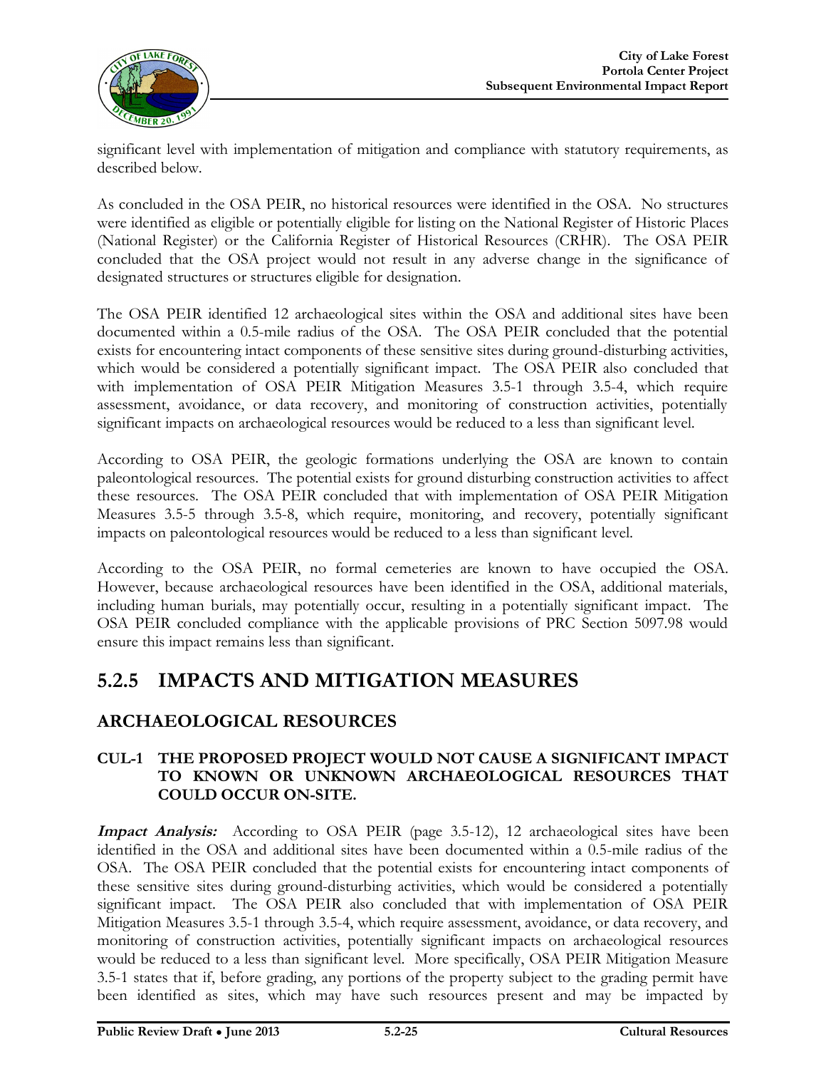significant level with implementation of mitigation and compliance with statutory requirements, as described below.

As concluded in the OSA PEIR, no historical resources were identified in the OSA. No structures were identified as eligible or potentially eligible for listing on the National Register of Historic Places (National Register) or the California Register of Historical Resources (CRHR). The OSA PEIR concluded that the OSA project would not result in any adverse change in the significance of designated structures or structures eligible for designation.

The OSA PEIR identified 12 archaeological sites within the OSA and additional sites have been documented within a 0.5-mile radius of the OSA. The OSA PEIR concluded that the potential exists for encountering intact components of these sensitive sites during ground-disturbing activities, which would be considered a potentially significant impact. The OSA PEIR also concluded that with implementation of OSA PEIR Mitigation Measures 3.5-1 through 3.5-4, which require assessment, avoidance, or data recovery, and monitoring of construction activities, potentially significant impacts on archaeological resources would be reduced to a less than significant level.

According to OSA PEIR, the geologic formations underlying the OSA are known to contain paleontological resources. The potential exists for ground disturbing construction activities to affect these resources. The OSA PEIR concluded that with implementation of OSA PEIR Mitigation Measures 3.5-5 through 3.5-8, which require, monitoring, and recovery, potentially significant impacts on paleontological resources would be reduced to a less than significant level.

According to the OSA PEIR, no formal cemeteries are known to have occupied the OSA. However, because archaeological resources have been identified in the OSA, additional materials, including human burials, may potentially occur, resulting in a potentially significant impact. The OSA PEIR concluded compliance with the applicable provisions of PRC Section 5097.98 would ensure this impact remains less than significant.

# 5.2.5 IMPACTS AND MITIGATION MEASURES

## ARCHAEOLOGICAL RESOURCES

### CUL-1 THE PROPOSED PROJECT WOULD NOT CAUSE A SIGNIFICANT IMPACT TO KNOWN OR UNKNOWN ARCHAEOLOGICAL RESOURCES THAT COULD OCCUR ON-SITE.

***Impact Analysis:*** According to OSA PEIR (page 3.5-12), 12 archaeological sites have been identified in the OSA and additional sites have been documented within a 0.5-mile radius of the OSA. The OSA PEIR concluded that the potential exists for encountering intact components of these sensitive sites during ground-disturbing activities, which would be considered a potentially significant impact. The OSA PEIR also concluded that with implementation of OSA PEIR Mitigation Measures 3.5-1 through 3.5-4, which require assessment, avoidance, or data recovery, and monitoring of construction activities, potentially significant impacts on archaeological resources would be reduced to a less than significant level. More specifically, OSA PEIR Mitigation Measure 3.5-1 states that if, before grading, any portions of the property subject to the grading permit have been identified as sites, which may have such resources present and may be impacted by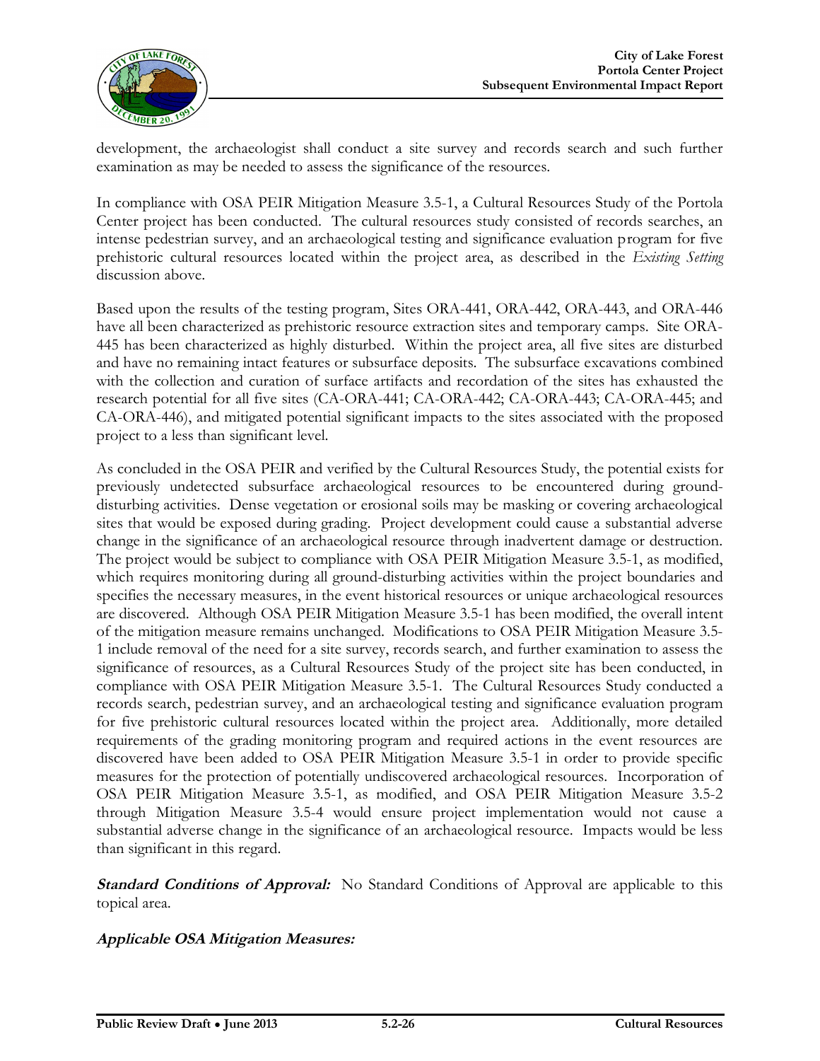development, the archaeologist shall conduct a site survey and records search and such further examination as may be needed to assess the significance of the resources.

In compliance with OSA PEIR Mitigation Measure 3.5-1, a Cultural Resources Study of the Portola Center project has been conducted. The cultural resources study consisted of records searches, an intense pedestrian survey, and an archaeological testing and significance evaluation program for five prehistoric cultural resources located within the project area, as described in the *Existing Setting* discussion above.

Based upon the results of the testing program, Sites ORA-441, ORA-442, ORA-443, and ORA-446 have all been characterized as prehistoric resource extraction sites and temporary camps. Site ORA-445 has been characterized as highly disturbed. Within the project area, all five sites are disturbed and have no remaining intact features or subsurface deposits. The subsurface excavations combined with the collection and curation of surface artifacts and recordation of the sites has exhausted the research potential for all five sites (CA-ORA-441; CA-ORA-442; CA-ORA-443; CA-ORA-445; and CA-ORA-446), and mitigated potential significant impacts to the sites associated with the proposed project to a less than significant level.

As concluded in the OSA PEIR and verified by the Cultural Resources Study, the potential exists for previously undetected subsurface archaeological resources to be encountered during ground-disturbing activities. Dense vegetation or erosional soils may be masking or covering archaeological sites that would be exposed during grading. Project development could cause a substantial adverse change in the significance of an archaeological resource through inadvertent damage or destruction. The project would be subject to compliance with OSA PEIR Mitigation Measure 3.5-1, as modified, which requires monitoring during all ground-disturbing activities within the project boundaries and specifies the necessary measures, in the event historical resources or unique archaeological resources are discovered. Although OSA PEIR Mitigation Measure 3.5-1 has been modified, the overall intent of the mitigation measure remains unchanged. Modifications to OSA PEIR Mitigation Measure 3.5-1 include removal of the need for a site survey, records search, and further examination to assess the significance of resources, as a Cultural Resources Study of the project site has been conducted, in compliance with OSA PEIR Mitigation Measure 3.5-1. The Cultural Resources Study conducted a records search, pedestrian survey, and an archaeological testing and significance evaluation program for five prehistoric cultural resources located within the project area. Additionally, more detailed requirements of the grading monitoring program and required actions in the event resources are discovered have been added to OSA PEIR Mitigation Measure 3.5-1 in order to provide specific measures for the protection of potentially undiscovered archaeological resources. Incorporation of OSA PEIR Mitigation Measure 3.5-1, as modified, and OSA PEIR Mitigation Measure 3.5-2 through Mitigation Measure 3.5-4 would ensure project implementation would not cause a substantial adverse change in the significance of an archaeological resource. Impacts would be less than significant in this regard.

***Standard Conditions of Approval:*** No Standard Conditions of Approval are applicable to this topical area.

***Applicable OSA Mitigation Measures:***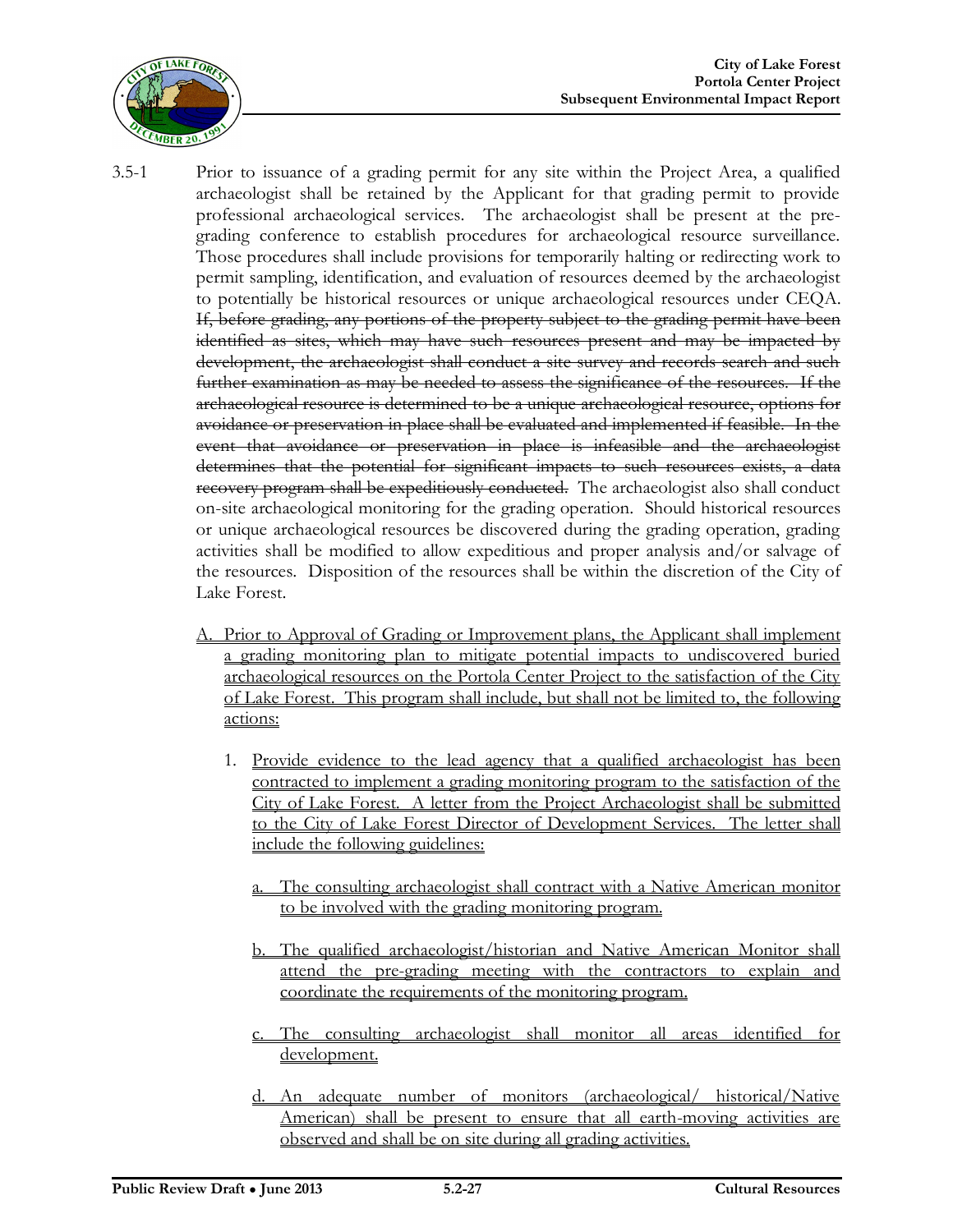3.5-1 Prior to issuance of a grading permit for any site within the Project Area, a qualified archaeologist shall be retained by the Applicant for that grading permit to provide professional archaeological services. The archaeologist shall be present at the pre-grading conference to establish procedures for archaeological resource surveillance. Those procedures shall include provisions for temporarily halting or redirecting work to permit sampling, identification, and evaluation of resources deemed by the archaeologist to potentially be historical resources or unique archaeological resources under CEQA. ~~If, before grading, any portions of the property subject to the grading permit have been identified as sites, which may have such resources present and may be impacted by development, the archaeologist shall conduct a site survey and records search and such further examination as may be needed to assess the significance of the resources. If the archaeological resource is determined to be a unique archaeological resource, options for avoidance or preservation in place shall be evaluated and implemented if feasible. In the event that avoidance or preservation in place is infeasible and the archaeologist determines that the potential for significant impacts to such resources exists, a data recovery program shall be expeditiously conducted.~~ The archaeologist also shall conduct on-site archaeological monitoring for the grading operation. Should historical resources or unique archaeological resources be discovered during the grading operation, grading activities shall be modified to allow expeditious and proper analysis and/or salvage of the resources. Disposition of the resources shall be within the discretion of the City of Lake Forest.

<u>A. Prior to Approval of Grading or Improvement plans, the Applicant shall implement a grading monitoring plan to mitigate potential impacts to undiscovered buried archaeological resources on the Portola Center Project to the satisfaction of the City of Lake Forest. This program shall include, but shall not be limited to, the following actions:</u>

1. <u>Provide evidence to the lead agency that a qualified archaeologist has been contracted to implement a grading monitoring program to the satisfaction of the City of Lake Forest. A letter from the Project Archaeologist shall be submitted to the City of Lake Forest Director of Development Services. The letter shall include the following guidelines:</u>

   <u>a. The consulting archaeologist shall contract with a Native American monitor to be involved with the grading monitoring program.</u>

   <u>b. The qualified archaeologist/historian and Native American Monitor shall attend the pre-grading meeting with the contractors to explain and coordinate the requirements of the monitoring program.</u>

   <u>c. The consulting archaeologist shall monitor all areas identified for development.</u>

   <u>d. An adequate number of monitors (archaeological/ historical/Native American) shall be present to ensure that all earth-moving activities are observed and shall be on site during all grading activities.</u>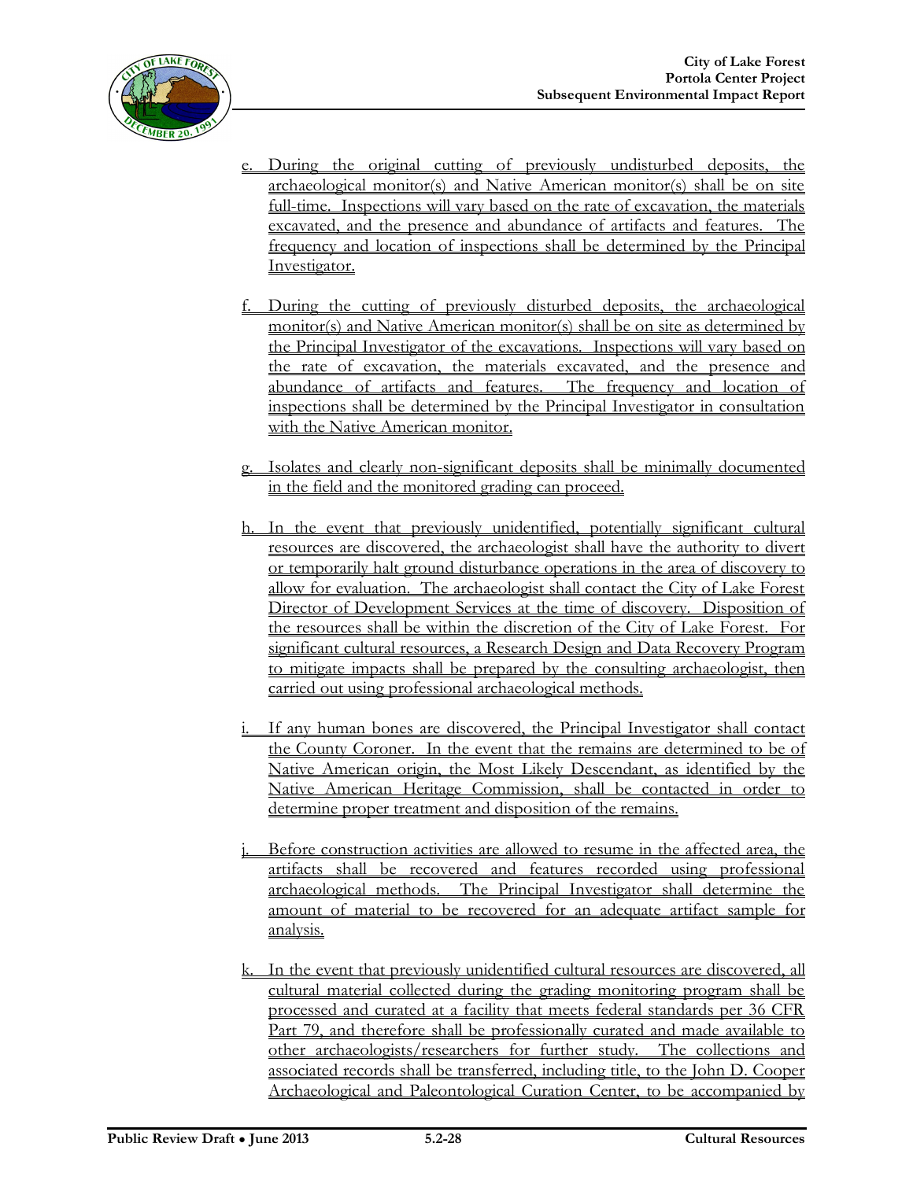e. During the original cutting of previously undisturbed deposits, the archaeological monitor(s) and Native American monitor(s) shall be on site full-time. Inspections will vary based on the rate of excavation, the materials excavated, and the presence and abundance of artifacts and features. The frequency and location of inspections shall be determined by the Principal Investigator.

f. During the cutting of previously disturbed deposits, the archaeological monitor(s) and Native American monitor(s) shall be on site as determined by the Principal Investigator of the excavations. Inspections will vary based on the rate of excavation, the materials excavated, and the presence and abundance of artifacts and features. The frequency and location of inspections shall be determined by the Principal Investigator in consultation with the Native American monitor.

g. Isolates and clearly non-significant deposits shall be minimally documented in the field and the monitored grading can proceed.

h. In the event that previously unidentified, potentially significant cultural resources are discovered, the archaeologist shall have the authority to divert or temporarily halt ground disturbance operations in the area of discovery to allow for evaluation. The archaeologist shall contact the City of Lake Forest Director of Development Services at the time of discovery. Disposition of the resources shall be within the discretion of the City of Lake Forest. For significant cultural resources, a Research Design and Data Recovery Program to mitigate impacts shall be prepared by the consulting archaeologist, then carried out using professional archaeological methods.

i. If any human bones are discovered, the Principal Investigator shall contact the County Coroner. In the event that the remains are determined to be of Native American origin, the Most Likely Descendant, as identified by the Native American Heritage Commission, shall be contacted in order to determine proper treatment and disposition of the remains.

j. Before construction activities are allowed to resume in the affected area, the artifacts shall be recovered and features recorded using professional archaeological methods. The Principal Investigator shall determine the amount of material to be recovered for an adequate artifact sample for analysis.

k. In the event that previously unidentified cultural resources are discovered, all cultural material collected during the grading monitoring program shall be processed and curated at a facility that meets federal standards per 36 CFR Part 79, and therefore shall be professionally curated and made available to other archaeologists/researchers for further study. The collections and associated records shall be transferred, including title, to the John D. Cooper Archaeological and Paleontological Curation Center, to be accompanied by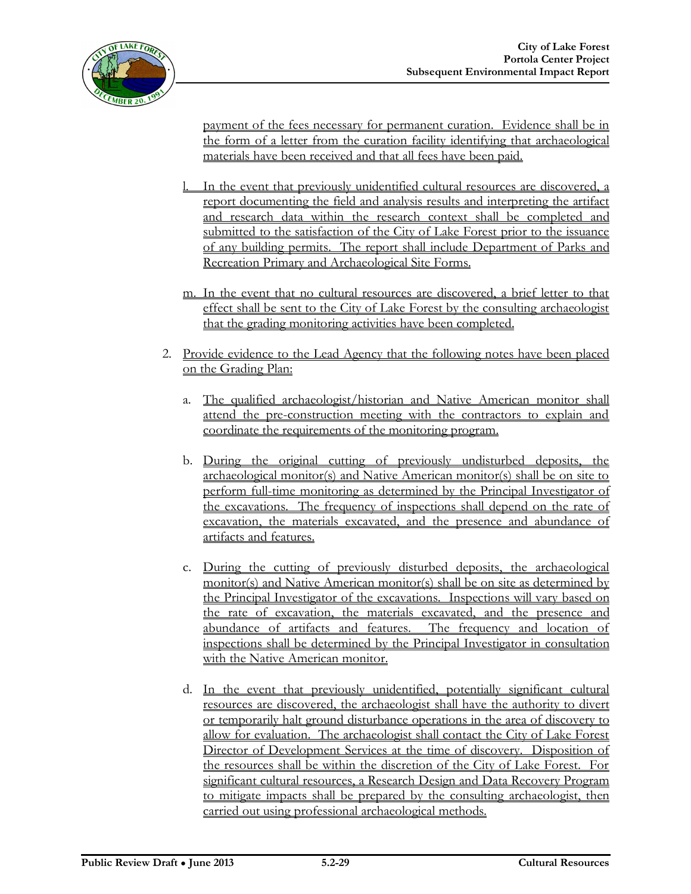payment of the fees necessary for permanent curation. Evidence shall be in the form of a letter from the curation facility identifying that archaeological materials have been received and that all fees have been paid.

l. In the event that previously unidentified cultural resources are discovered, a report documenting the field and analysis results and interpreting the artifact and research data within the research context shall be completed and submitted to the satisfaction of the City of Lake Forest prior to the issuance of any building permits. The report shall include Department of Parks and Recreation Primary and Archaeological Site Forms.

m. In the event that no cultural resources are discovered, a brief letter to that effect shall be sent to the City of Lake Forest by the consulting archaeologist that the grading monitoring activities have been completed.

2. Provide evidence to the Lead Agency that the following notes have been placed on the Grading Plan:

   a. The qualified archaeologist/historian and Native American monitor shall attend the pre-construction meeting with the contractors to explain and coordinate the requirements of the monitoring program.

   b. During the original cutting of previously undisturbed deposits, the archaeological monitor(s) and Native American monitor(s) shall be on site to perform full-time monitoring as determined by the Principal Investigator of the excavations. The frequency of inspections shall depend on the rate of excavation, the materials excavated, and the presence and abundance of artifacts and features.

   c. During the cutting of previously disturbed deposits, the archaeological monitor(s) and Native American monitor(s) shall be on site as determined by the Principal Investigator of the excavations. Inspections will vary based on the rate of excavation, the materials excavated, and the presence and abundance of artifacts and features. The frequency and location of inspections shall be determined by the Principal Investigator in consultation with the Native American monitor.

   d. In the event that previously unidentified, potentially significant cultural resources are discovered, the archaeologist shall have the authority to divert or temporarily halt ground disturbance operations in the area of discovery to allow for evaluation. The archaeologist shall contact the City of Lake Forest Director of Development Services at the time of discovery. Disposition of the resources shall be within the discretion of the City of Lake Forest. For significant cultural resources, a Research Design and Data Recovery Program to mitigate impacts shall be prepared by the consulting archaeologist, then carried out using professional archaeological methods.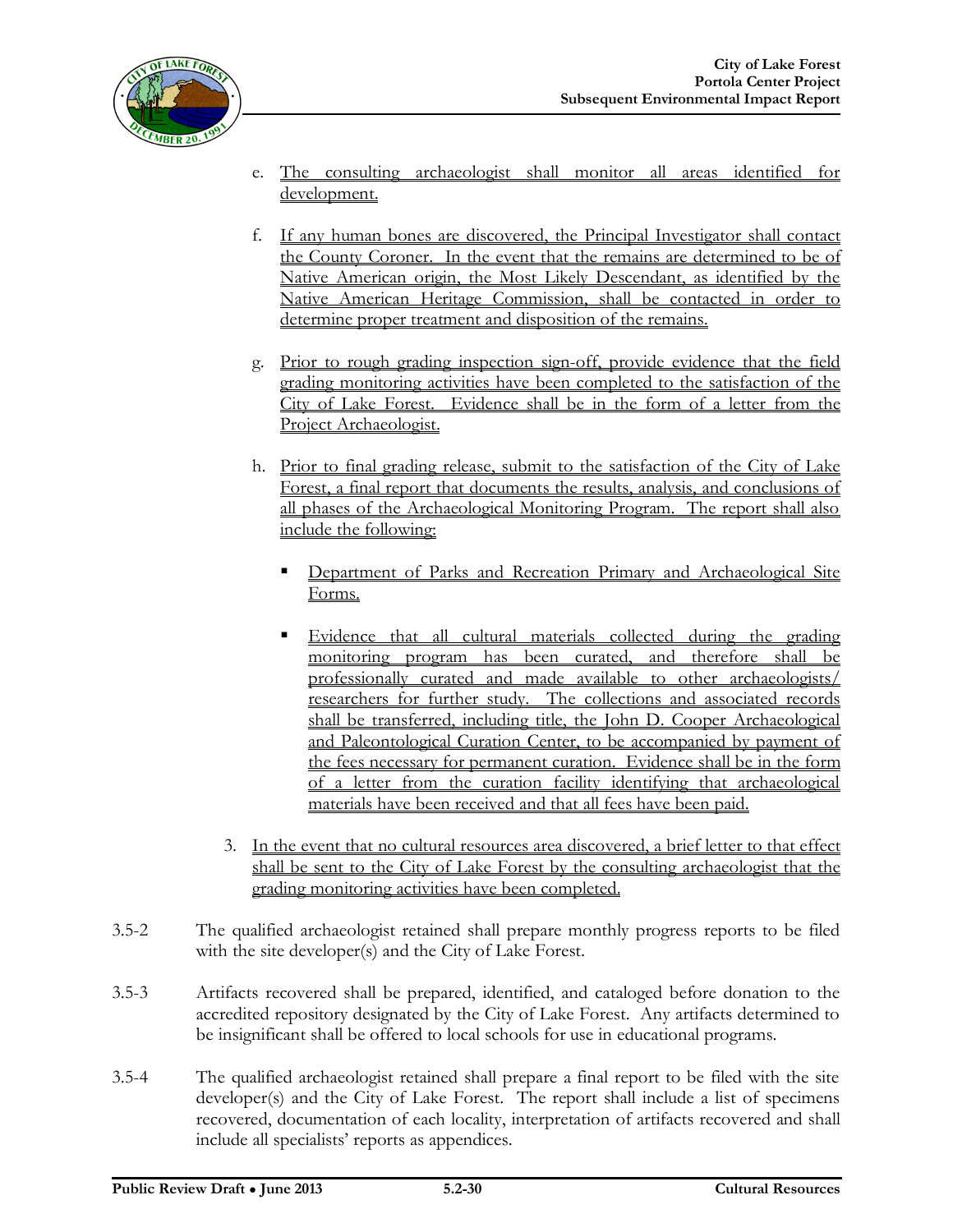e. The consulting archaeologist shall monitor all areas identified for development.

f. If any human bones are discovered, the Principal Investigator shall contact the County Coroner. In the event that the remains are determined to be of Native American origin, the Most Likely Descendant, as identified by the Native American Heritage Commission, shall be contacted in order to determine proper treatment and disposition of the remains.

g. Prior to rough grading inspection sign-off, provide evidence that the field grading monitoring activities have been completed to the satisfaction of the City of Lake Forest. Evidence shall be in the form of a letter from the Project Archaeologist.

h. Prior to final grading release, submit to the satisfaction of the City of Lake Forest, a final report that documents the results, analysis, and conclusions of all phases of the Archaeological Monitoring Program. The report shall also include the following:

   - Department of Parks and Recreation Primary and Archaeological Site Forms.

   - Evidence that all cultural materials collected during the grading monitoring program has been curated, and therefore shall be professionally curated and made available to other archaeologists/ researchers for further study. The collections and associated records shall be transferred, including title, the John D. Cooper Archaeological and Paleontological Curation Center, to be accompanied by payment of the fees necessary for permanent curation. Evidence shall be in the form of a letter from the curation facility identifying that archaeological materials have been received and that all fees have been paid.

3. In the event that no cultural resources area discovered, a brief letter to that effect shall be sent to the City of Lake Forest by the consulting archaeologist that the grading monitoring activities have been completed.

3.5-2 The qualified archaeologist retained shall prepare monthly progress reports to be filed with the site developer(s) and the City of Lake Forest.

3.5-3 Artifacts recovered shall be prepared, identified, and cataloged before donation to the accredited repository designated by the City of Lake Forest. Any artifacts determined to be insignificant shall be offered to local schools for use in educational programs.

3.5-4 The qualified archaeologist retained shall prepare a final report to be filed with the site developer(s) and the City of Lake Forest. The report shall include a list of specimens recovered, documentation of each locality, interpretation of artifacts recovered and shall include all specialists' reports as appendices.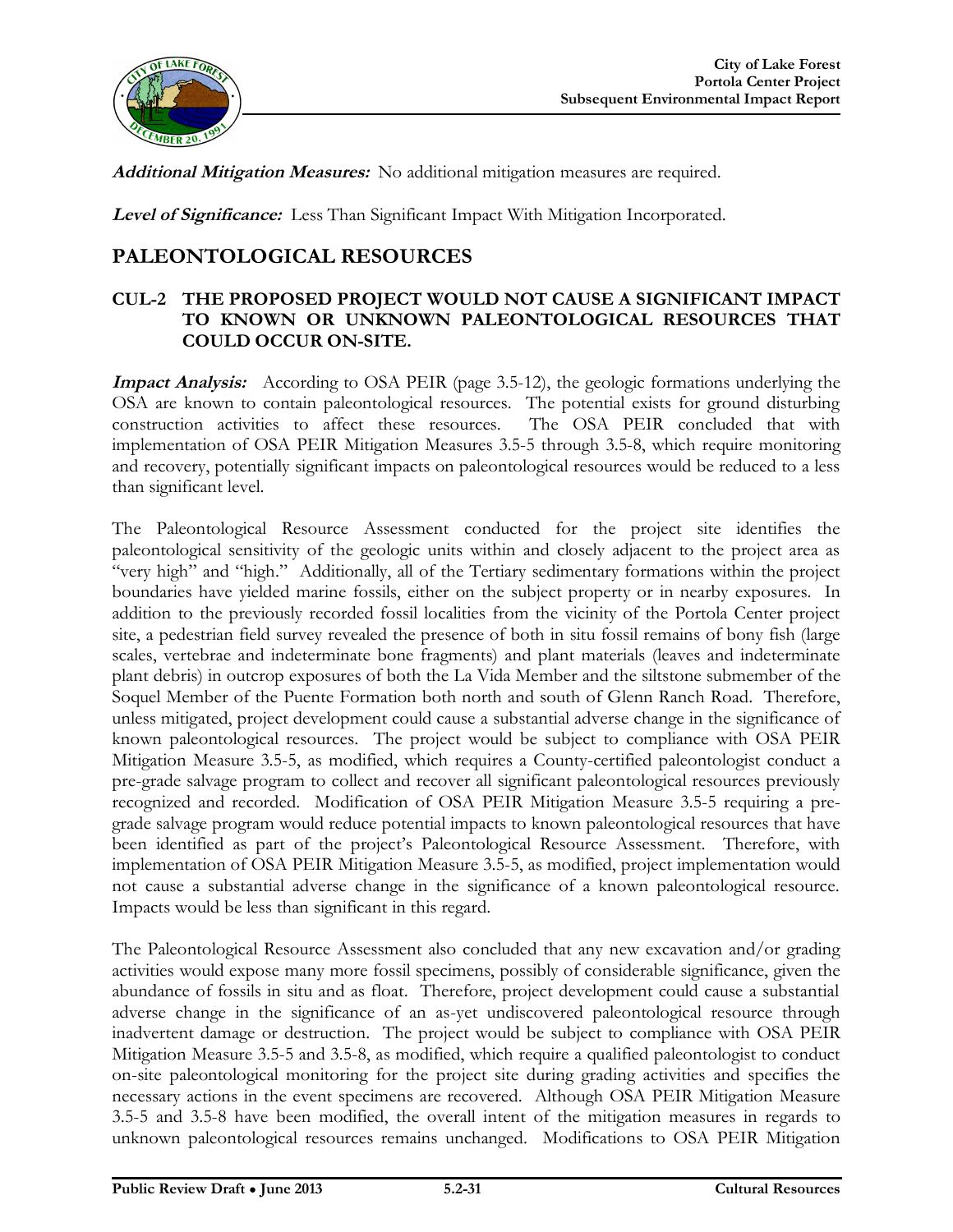***Additional Mitigation Measures:*** No additional mitigation measures are required.

***Level of Significance:*** Less Than Significant Impact With Mitigation Incorporated.

## PALEONTOLOGICAL RESOURCES

### CUL-2 THE PROPOSED PROJECT WOULD NOT CAUSE A SIGNIFICANT IMPACT TO KNOWN OR UNKNOWN PALEONTOLOGICAL RESOURCES THAT COULD OCCUR ON-SITE.

***Impact Analysis:*** According to OSA PEIR (page 3.5-12), the geologic formations underlying the OSA are known to contain paleontological resources. The potential exists for ground disturbing construction activities to affect these resources. The OSA PEIR concluded that with implementation of OSA PEIR Mitigation Measures 3.5-5 through 3.5-8, which require monitoring and recovery, potentially significant impacts on paleontological resources would be reduced to a less than significant level.

The Paleontological Resource Assessment conducted for the project site identifies the paleontological sensitivity of the geologic units within and closely adjacent to the project area as "very high" and "high." Additionally, all of the Tertiary sedimentary formations within the project boundaries have yielded marine fossils, either on the subject property or in nearby exposures. In addition to the previously recorded fossil localities from the vicinity of the Portola Center project site, a pedestrian field survey revealed the presence of both in situ fossil remains of bony fish (large scales, vertebrae and indeterminate bone fragments) and plant materials (leaves and indeterminate plant debris) in outcrop exposures of both the La Vida Member and the siltstone submember of the Soquel Member of the Puente Formation both north and south of Glenn Ranch Road. Therefore, unless mitigated, project development could cause a substantial adverse change in the significance of known paleontological resources. The project would be subject to compliance with OSA PEIR Mitigation Measure 3.5-5, as modified, which requires a County-certified paleontologist conduct a pre-grade salvage program to collect and recover all significant paleontological resources previously recognized and recorded. Modification of OSA PEIR Mitigation Measure 3.5-5 requiring a pre-grade salvage program would reduce potential impacts to known paleontological resources that have been identified as part of the project's Paleontological Resource Assessment. Therefore, with implementation of OSA PEIR Mitigation Measure 3.5-5, as modified, project implementation would not cause a substantial adverse change in the significance of a known paleontological resource. Impacts would be less than significant in this regard.

The Paleontological Resource Assessment also concluded that any new excavation and/or grading activities would expose many more fossil specimens, possibly of considerable significance, given the abundance of fossils in situ and as float. Therefore, project development could cause a substantial adverse change in the significance of an as-yet undiscovered paleontological resource through inadvertent damage or destruction. The project would be subject to compliance with OSA PEIR Mitigation Measure 3.5-5 and 3.5-8, as modified, which require a qualified paleontologist to conduct on-site paleontological monitoring for the project site during grading activities and specifies the necessary actions in the event specimens are recovered. Although OSA PEIR Mitigation Measure 3.5-5 and 3.5-8 have been modified, the overall intent of the mitigation measures in regards to unknown paleontological resources remains unchanged. Modifications to OSA PEIR Mitigation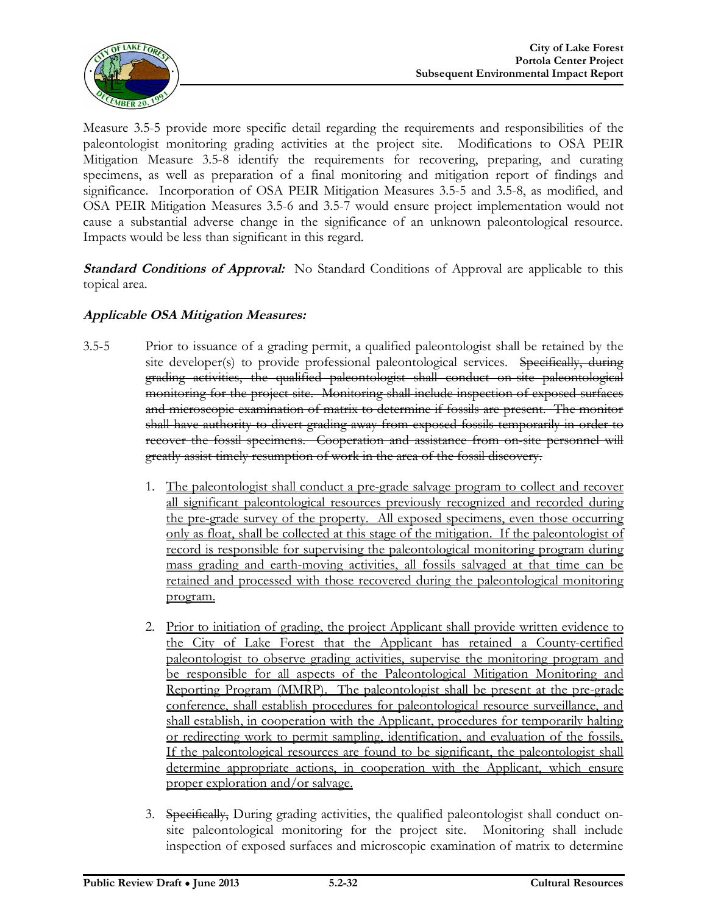Measure 3.5-5 provide more specific detail regarding the requirements and responsibilities of the paleontologist monitoring grading activities at the project site. Modifications to OSA PEIR Mitigation Measure 3.5-8 identify the requirements for recovering, preparing, and curating specimens, as well as preparation of a final monitoring and mitigation report of findings and significance. Incorporation of OSA PEIR Mitigation Measures 3.5-5 and 3.5-8, as modified, and OSA PEIR Mitigation Measures 3.5-6 and 3.5-7 would ensure project implementation would not cause a substantial adverse change in the significance of an unknown paleontological resource. Impacts would be less than significant in this regard.

***Standard Conditions of Approval:*** No Standard Conditions of Approval are applicable to this topical area.

***Applicable OSA Mitigation Measures:***

3.5-5 Prior to issuance of a grading permit, a qualified paleontologist shall be retained by the site developer(s) to provide professional paleontological services. ~~Specifically, during grading activities, the qualified paleontologist shall conduct on-site paleontological monitoring for the project site. Monitoring shall include inspection of exposed surfaces and microscopic examination of matrix to determine if fossils are present. The monitor shall have authority to divert grading away from exposed fossils temporarily in order to recover the fossil specimens. Cooperation and assistance from on-site personnel will greatly assist timely resumption of work in the area of the fossil discovery.~~

1. <u>The paleontologist shall conduct a pre-grade salvage program to collect and recover all significant paleontological resources previously recognized and recorded during the pre-grade survey of the property. All exposed specimens, even those occurring only as float, shall be collected at this stage of the mitigation. If the paleontologist of record is responsible for supervising the paleontological monitoring program during mass grading and earth-moving activities, all fossils salvaged at that time can be retained and processed with those recovered during the paleontological monitoring program.</u>

2. <u>Prior to initiation of grading, the project Applicant shall provide written evidence to the City of Lake Forest that the Applicant has retained a County-certified paleontologist to observe grading activities, supervise the monitoring program and be responsible for all aspects of the Paleontological Mitigation Monitoring and Reporting Program (MMRP). The paleontologist shall be present at the pre-grade conference, shall establish procedures for paleontological resource surveillance, and shall establish, in cooperation with the Applicant, procedures for temporarily halting or redirecting work to permit sampling, identification, and evaluation of the fossils. If the paleontological resources are found to be significant, the paleontologist shall determine appropriate actions, in cooperation with the Applicant, which ensure proper exploration and/or salvage.</u>

3. ~~Specifically,~~ During grading activities, the qualified paleontologist shall conduct on-site paleontological monitoring for the project site. Monitoring shall include inspection of exposed surfaces and microscopic examination of matrix to determine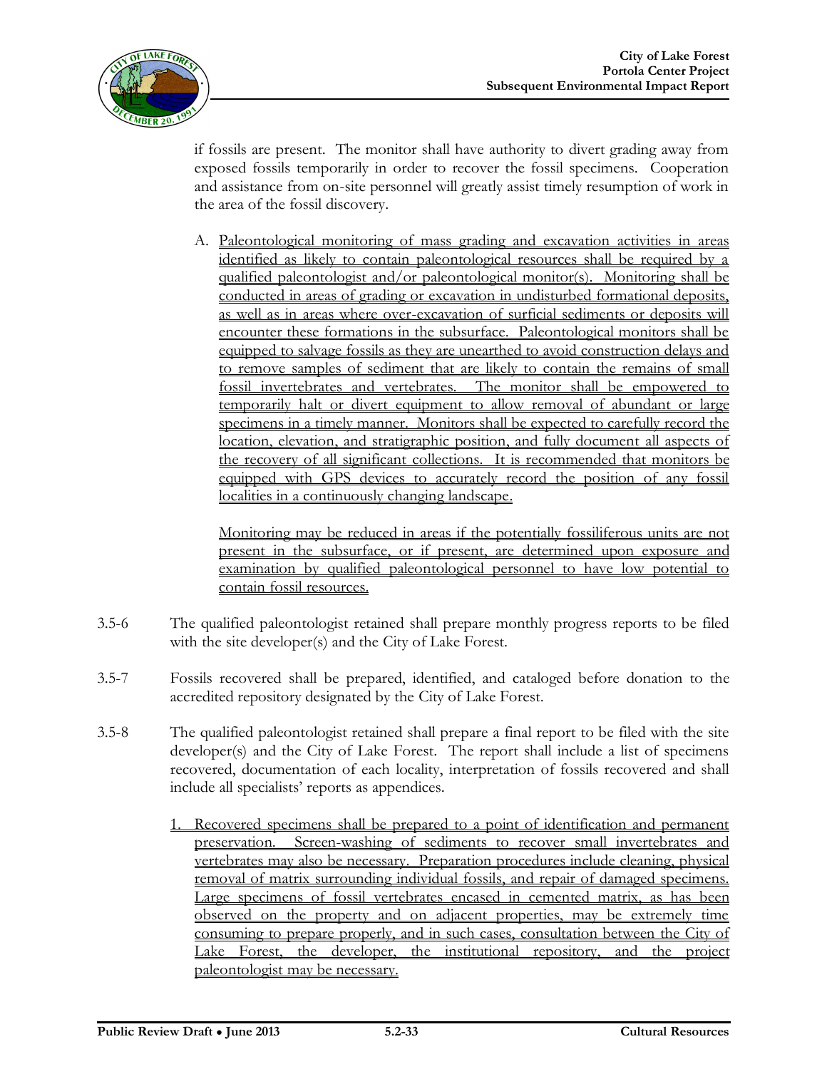if fossils are present. The monitor shall have authority to divert grading away from exposed fossils temporarily in order to recover the fossil specimens. Cooperation and assistance from on-site personnel will greatly assist timely resumption of work in the area of the fossil discovery.

A. <u>Paleontological monitoring of mass grading and excavation activities in areas identified as likely to contain paleontological resources shall be required by a qualified paleontologist and/or paleontological monitor(s). Monitoring shall be conducted in areas of grading or excavation in undisturbed formational deposits, as well as in areas where over-excavation of surficial sediments or deposits will encounter these formations in the subsurface. Paleontological monitors shall be equipped to salvage fossils as they are unearthed to avoid construction delays and to remove samples of sediment that are likely to contain the remains of small fossil invertebrates and vertebrates. The monitor shall be empowered to temporarily halt or divert equipment to allow removal of abundant or large specimens in a timely manner. Monitors shall be expected to carefully record the location, elevation, and stratigraphic position, and fully document all aspects of the recovery of all significant collections. It is recommended that monitors be equipped with GPS devices to accurately record the position of any fossil localities in a continuously changing landscape.</u>

   <u>Monitoring may be reduced in areas if the potentially fossiliferous units are not present in the subsurface, or if present, are determined upon exposure and examination by qualified paleontological personnel to have low potential to contain fossil resources.</u>

3.5-6 The qualified paleontologist retained shall prepare monthly progress reports to be filed with the site developer(s) and the City of Lake Forest.

3.5-7 Fossils recovered shall be prepared, identified, and cataloged before donation to the accredited repository designated by the City of Lake Forest.

3.5-8 The qualified paleontologist retained shall prepare a final report to be filed with the site developer(s) and the City of Lake Forest. The report shall include a list of specimens recovered, documentation of each locality, interpretation of fossils recovered and shall include all specialists' reports as appendices.

1. <u>Recovered specimens shall be prepared to a point of identification and permanent preservation. Screen-washing of sediments to recover small invertebrates and vertebrates may also be necessary. Preparation procedures include cleaning, physical removal of matrix surrounding individual fossils, and repair of damaged specimens. Large specimens of fossil vertebrates encased in cemented matrix, as has been observed on the property and on adjacent properties, may be extremely time consuming to prepare properly, and in such cases, consultation between the City of Lake Forest, the developer, the institutional repository, and the project paleontologist may be necessary.</u>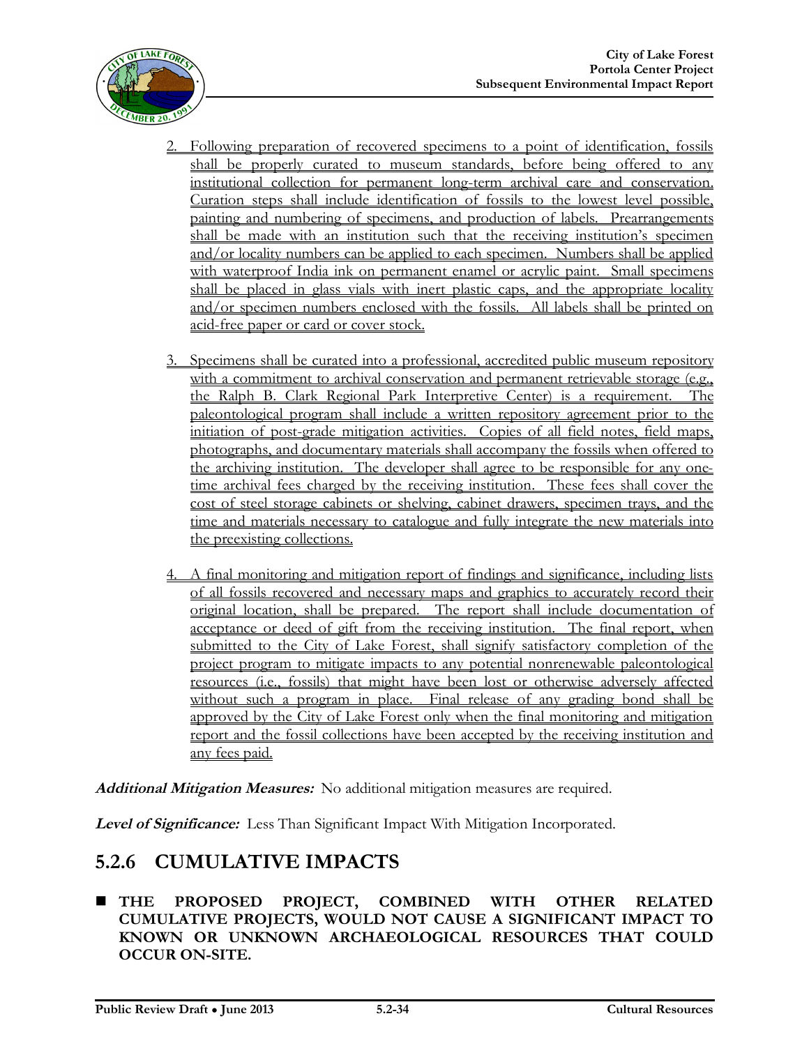2. Following preparation of recovered specimens to a point of identification, fossils shall be properly curated to museum standards, before being offered to any institutional collection for permanent long-term archival care and conservation. Curation steps shall include identification of fossils to the lowest level possible, painting and numbering of specimens, and production of labels. Prearrangements shall be made with an institution such that the receiving institution's specimen and/or locality numbers can be applied to each specimen. Numbers shall be applied with waterproof India ink on permanent enamel or acrylic paint. Small specimens shall be placed in glass vials with inert plastic caps, and the appropriate locality and/or specimen numbers enclosed with the fossils. All labels shall be printed on acid-free paper or card or cover stock.

3. Specimens shall be curated into a professional, accredited public museum repository with a commitment to archival conservation and permanent retrievable storage (e.g., the Ralph B. Clark Regional Park Interpretive Center) is a requirement. The paleontological program shall include a written repository agreement prior to the initiation of post-grade mitigation activities. Copies of all field notes, field maps, photographs, and documentary materials shall accompany the fossils when offered to the archiving institution. The developer shall agree to be responsible for any one-time archival fees charged by the receiving institution. These fees shall cover the cost of steel storage cabinets or shelving, cabinet drawers, specimen trays, and the time and materials necessary to catalogue and fully integrate the new materials into the preexisting collections.

4. A final monitoring and mitigation report of findings and significance, including lists of all fossils recovered and necessary maps and graphics to accurately record their original location, shall be prepared. The report shall include documentation of acceptance or deed of gift from the receiving institution. The final report, when submitted to the City of Lake Forest, shall signify satisfactory completion of the project program to mitigate impacts to any potential nonrenewable paleontological resources (i.e., fossils) that might have been lost or otherwise adversely affected without such a program in place. Final release of any grading bond shall be approved by the City of Lake Forest only when the final monitoring and mitigation report and the fossil collections have been accepted by the receiving institution and any fees paid.

***Additional Mitigation Measures:*** No additional mitigation measures are required.

***Level of Significance:*** Less Than Significant Impact With Mitigation Incorporated.

## 5.2.6 CUMULATIVE IMPACTS

- **THE PROPOSED PROJECT, COMBINED WITH OTHER RELATED CUMULATIVE PROJECTS, WOULD NOT CAUSE A SIGNIFICANT IMPACT TO KNOWN OR UNKNOWN ARCHAEOLOGICAL RESOURCES THAT COULD OCCUR ON-SITE.**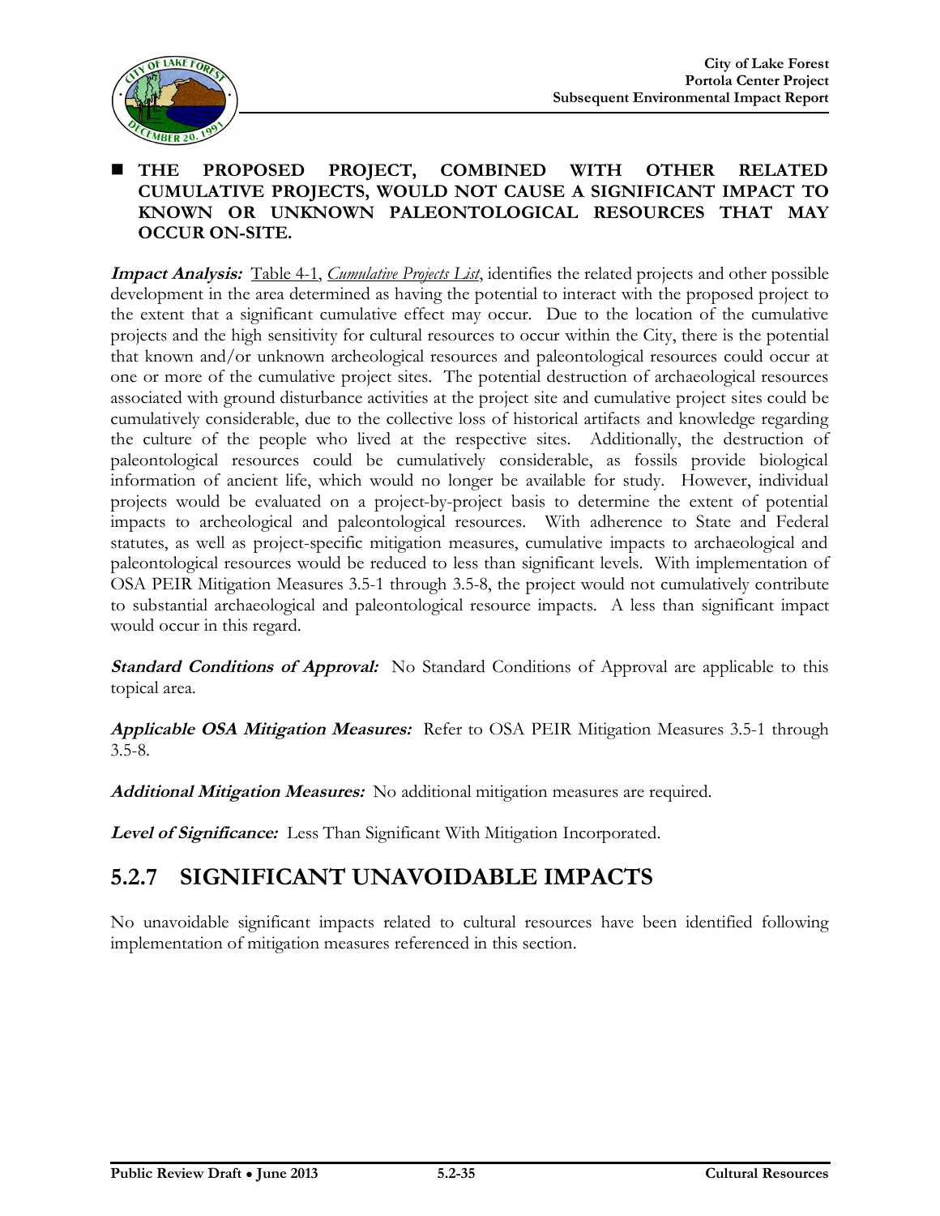- **THE PROPOSED PROJECT, COMBINED WITH OTHER RELATED CUMULATIVE PROJECTS, WOULD NOT CAUSE A SIGNIFICANT IMPACT TO KNOWN OR UNKNOWN PALEONTOLOGICAL RESOURCES THAT MAY OCCUR ON-SITE.**

***Impact Analysis:*** Table 4-1, *Cumulative Projects List*, identifies the related projects and other possible development in the area determined as having the potential to interact with the proposed project to the extent that a significant cumulative effect may occur. Due to the location of the cumulative projects and the high sensitivity for cultural resources to occur within the City, there is the potential that known and/or unknown archeological resources and paleontological resources could occur at one or more of the cumulative project sites. The potential destruction of archaeological resources associated with ground disturbance activities at the project site and cumulative project sites could be cumulatively considerable, due to the collective loss of historical artifacts and knowledge regarding the culture of the people who lived at the respective sites. Additionally, the destruction of paleontological resources could be cumulatively considerable, as fossils provide biological information of ancient life, which would no longer be available for study. However, individual projects would be evaluated on a project-by-project basis to determine the extent of potential impacts to archeological and paleontological resources. With adherence to State and Federal statutes, as well as project-specific mitigation measures, cumulative impacts to archaeological and paleontological resources would be reduced to less than significant levels. With implementation of OSA PEIR Mitigation Measures 3.5-1 through 3.5-8, the project would not cumulatively contribute to substantial archaeological and paleontological resource impacts. A less than significant impact would occur in this regard.

***Standard Conditions of Approval:*** No Standard Conditions of Approval are applicable to this topical area.

***Applicable OSA Mitigation Measures:*** Refer to OSA PEIR Mitigation Measures 3.5-1 through 3.5-8.

***Additional Mitigation Measures:*** No additional mitigation measures are required.

***Level of Significance:*** Less Than Significant With Mitigation Incorporated.

## 5.2.7 SIGNIFICANT UNAVOIDABLE IMPACTS

No unavoidable significant impacts related to cultural resources have been identified following implementation of mitigation measures referenced in this section.